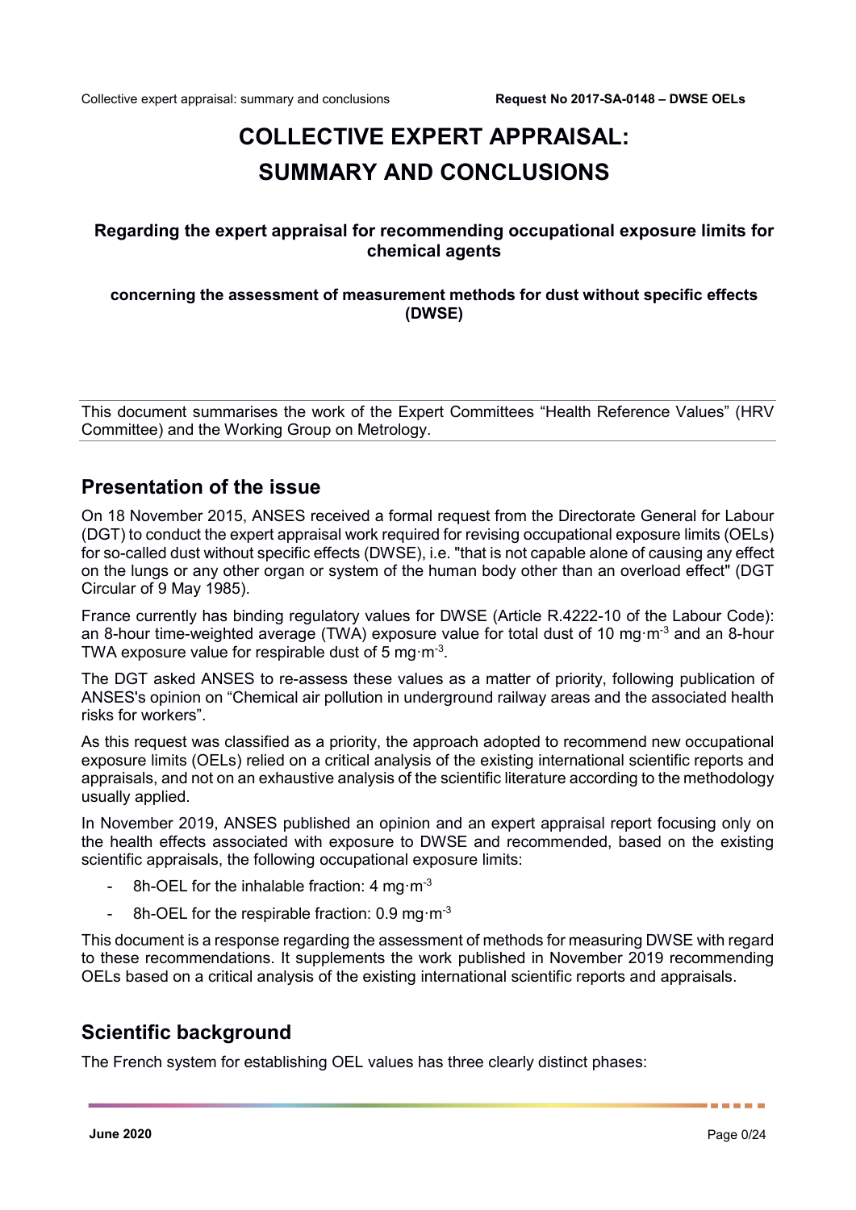# COLLECTIVE EXPERT APPRAISAL: SUMMARY AND CONCLUSIONS

**Regarding the expert appraisal for recommending occupational exposure limits for chemical agents**

**concerning the assessment of measurement methods for dust without specific effects (DWSE)**

---

This document summarises the work of the Expert Committees "Health Reference Values" (HRV Committee) and the Working Group on Metrology.

---

## Presentation of the issue

On 18 November 2015, ANSES received a formal request from the Directorate General for Labour (DGT) to conduct the expert appraisal work required for revising occupational exposure limits (OELs) for so-called dust without specific effects (DWSE), i.e. "that is not capable alone of causing any effect on the lungs or any other organ or system of the human body other than an overload effect" (DGT Circular of 9 May 1985).

France currently has binding regulatory values for DWSE (Article R.4222-10 of the Labour Code): an 8-hour time-weighted average (TWA) exposure value for total dust of 10 mg·m$^{-3}$ and an 8-hour TWA exposure value for respirable dust of 5 mg·m$^{-3}$.

The DGT asked ANSES to re-assess these values as a matter of priority, following publication of ANSES's opinion on "Chemical air pollution in underground railway areas and the associated health risks for workers".

As this request was classified as a priority, the approach adopted to recommend new occupational exposure limits (OELs) relied on a critical analysis of the existing international scientific reports and appraisals, and not on an exhaustive analysis of the scientific literature according to the methodology usually applied.

In November 2019, ANSES published an opinion and an expert appraisal report focusing only on the health effects associated with exposure to DWSE and recommended, based on the existing scientific appraisals, the following occupational exposure limits:

- 8h-OEL for the inhalable fraction: 4 mg·m$^{-3}$
- 8h-OEL for the respirable fraction: 0.9 mg·m$^{-3}$

This document is a response regarding the assessment of methods for measuring DWSE with regard to these recommendations. It supplements the work published in November 2019 recommending OELs based on a critical analysis of the existing international scientific reports and appraisals.

## Scientific background

The French system for establishing OEL values has three clearly distinct phases: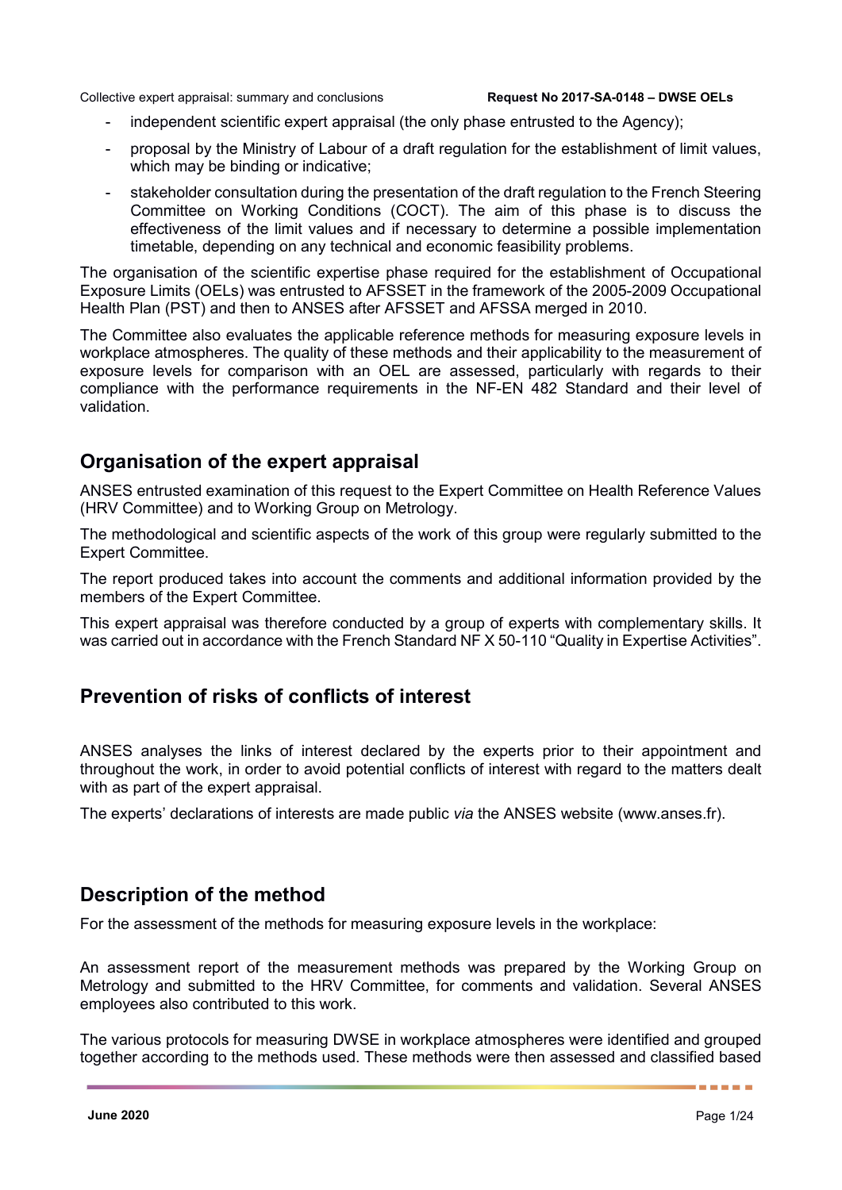- independent scientific expert appraisal (the only phase entrusted to the Agency);
- proposal by the Ministry of Labour of a draft regulation for the establishment of limit values, which may be binding or indicative;
- stakeholder consultation during the presentation of the draft regulation to the French Steering Committee on Working Conditions (COCT). The aim of this phase is to discuss the effectiveness of the limit values and if necessary to determine a possible implementation timetable, depending on any technical and economic feasibility problems.

The organisation of the scientific expertise phase required for the establishment of Occupational Exposure Limits (OELs) was entrusted to AFSSET in the framework of the 2005-2009 Occupational Health Plan (PST) and then to ANSES after AFSSET and AFSSA merged in 2010.

The Committee also evaluates the applicable reference methods for measuring exposure levels in workplace atmospheres. The quality of these methods and their applicability to the measurement of exposure levels for comparison with an OEL are assessed, particularly with regards to their compliance with the performance requirements in the NF-EN 482 Standard and their level of validation.

## Organisation of the expert appraisal

ANSES entrusted examination of this request to the Expert Committee on Health Reference Values (HRV Committee) and to Working Group on Metrology.

The methodological and scientific aspects of the work of this group were regularly submitted to the Expert Committee.

The report produced takes into account the comments and additional information provided by the members of the Expert Committee.

This expert appraisal was therefore conducted by a group of experts with complementary skills. It was carried out in accordance with the French Standard NF X 50-110 "Quality in Expertise Activities".

## Prevention of risks of conflicts of interest

ANSES analyses the links of interest declared by the experts prior to their appointment and throughout the work, in order to avoid potential conflicts of interest with regard to the matters dealt with as part of the expert appraisal.

The experts' declarations of interests are made public *via* the ANSES website (www.anses.fr).

## Description of the method

For the assessment of the methods for measuring exposure levels in the workplace:

An assessment report of the measurement methods was prepared by the Working Group on Metrology and submitted to the HRV Committee, for comments and validation. Several ANSES employees also contributed to this work.

The various protocols for measuring DWSE in workplace atmospheres were identified and grouped together according to the methods used. These methods were then assessed and classified based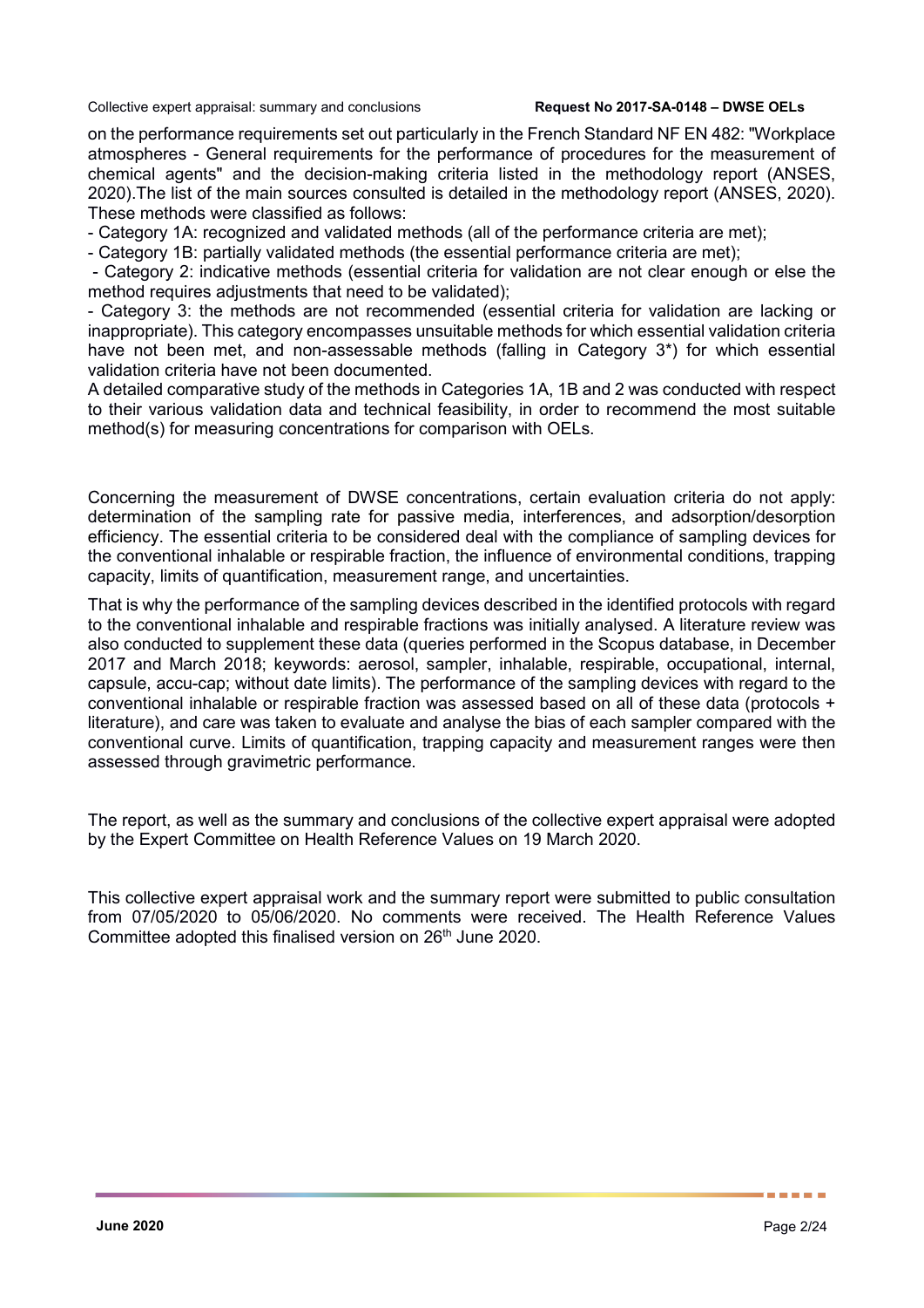on the performance requirements set out particularly in the French Standard NF EN 482: "Workplace atmospheres - General requirements for the performance of procedures for the measurement of chemical agents" and the decision-making criteria listed in the methodology report (ANSES, 2020).The list of the main sources consulted is detailed in the methodology report (ANSES, 2020). These methods were classified as follows:

- Category 1A: recognized and validated methods (all of the performance criteria are met);
- Category 1B: partially validated methods (the essential performance criteria are met);
- Category 2: indicative methods (essential criteria for validation are not clear enough or else the method requires adjustments that need to be validated);
- Category 3: the methods are not recommended (essential criteria for validation are lacking or inappropriate). This category encompasses unsuitable methods for which essential validation criteria have not been met, and non-assessable methods (falling in Category 3*) for which essential validation criteria have not been documented.

A detailed comparative study of the methods in Categories 1A, 1B and 2 was conducted with respect to their various validation data and technical feasibility, in order to recommend the most suitable method(s) for measuring concentrations for comparison with OELs.

Concerning the measurement of DWSE concentrations, certain evaluation criteria do not apply: determination of the sampling rate for passive media, interferences, and adsorption/desorption efficiency. The essential criteria to be considered deal with the compliance of sampling devices for the conventional inhalable or respirable fraction, the influence of environmental conditions, trapping capacity, limits of quantification, measurement range, and uncertainties.

That is why the performance of the sampling devices described in the identified protocols with regard to the conventional inhalable and respirable fractions was initially analysed. A literature review was also conducted to supplement these data (queries performed in the Scopus database, in December 2017 and March 2018; keywords: aerosol, sampler, inhalable, respirable, occupational, internal, capsule, accu-cap; without date limits). The performance of the sampling devices with regard to the conventional inhalable or respirable fraction was assessed based on all of these data (protocols + literature), and care was taken to evaluate and analyse the bias of each sampler compared with the conventional curve. Limits of quantification, trapping capacity and measurement ranges were then assessed through gravimetric performance.

The report, as well as the summary and conclusions of the collective expert appraisal were adopted by the Expert Committee on Health Reference Values on 19 March 2020.

This collective expert appraisal work and the summary report were submitted to public consultation from 07/05/2020 to 05/06/2020. No comments were received. The Health Reference Values Committee adopted this finalised version on 26th June 2020.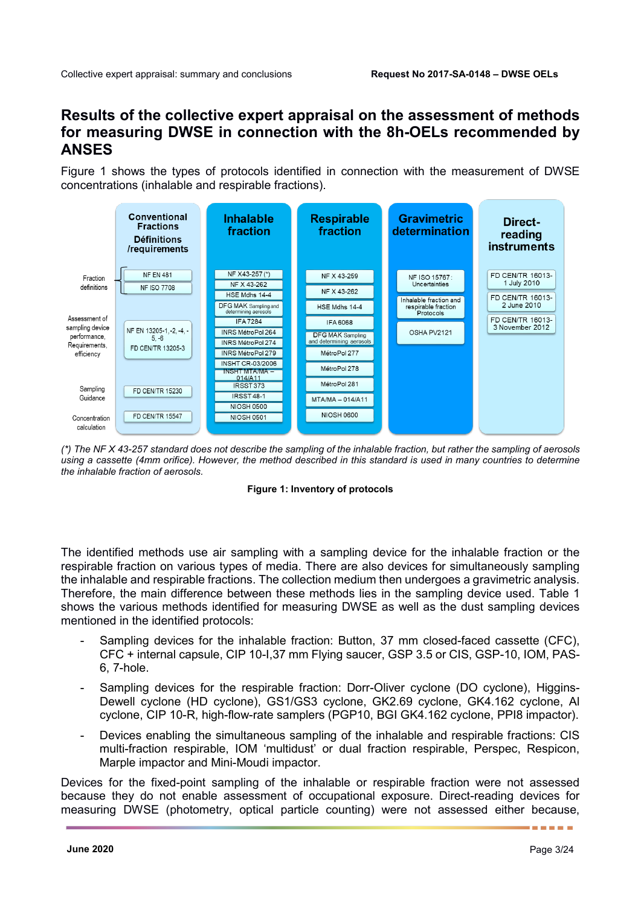## Results of the collective expert appraisal on the assessment of methods for measuring DWSE in connection with the 8h-OELs recommended by ANSES

Figure 1 shows the types of protocols identified in connection with the measurement of DWSE concentrations (inhalable and respirable fractions).

| | Conventional Fractions Définitions /requirements | Inhalable fraction | Respirable fraction | Gravimetric determination | Direct-reading instruments |
|---|---|---|---|---|---|
| Fraction definitions | NF EN 481<br>NF ISO 7708 | NF X43-257 (*)<br>NF X 43-262<br>HSE Mdhs 14-4<br>DFG MAK Sampling and determining aerosols<br>IFA 7284<br>INRS MétroPol 264<br>INRS MétroPol 274<br>INRS MétroPol 279<br>INSHT CR-03/2006<br>INSHT MTA/MA – 014/A11<br>IRSST 373<br>IRSST 48-1<br>NIOSH 0500<br>NIOSH 0501 | NF X 43-259<br>NF X 43-262<br>HSE Mdhs 14-4<br>IFA 6068<br>DFG MAK Sampling and determining aerosols<br>MétroPol 277<br>MétroPol 278<br>MétroPol 281<br>MTA/MA – 014/A11<br>NIOSH 0600 | NF ISO 15767 : Uncertainties<br>Inhalable fraction and respirable fraction Protocols<br>OSHA PV2121 | FD CEN/TR 16013-1 July 2010<br>FD CEN/TR 16013-2 June 2010<br>FD CEN/TR 16013-3 November 2012 |
| Assessment of sampling device performance, Requirements, efficiency | NF EN 13205-1, -2, -4, -5, -6<br>FD CEN/TR 13205-3 | | | | |
| Sampling Guidance | FD CEN/TR 15230 | | | | |
| Concentration calculation | FD CEN/TR 15547 | | | | |

*(\*) The NF X 43-257 standard does not describe the sampling of the inhalable fraction, but rather the sampling of aerosols using a cassette (4mm orifice). However, the method described in this standard is used in many countries to determine the inhalable fraction of aerosols.*

**Figure 1: Inventory of protocols**

The identified methods use air sampling with a sampling device for the inhalable fraction or the respirable fraction on various types of media. There are also devices for simultaneously sampling the inhalable and respirable fractions. The collection medium then undergoes a gravimetric analysis. Therefore, the main difference between these methods lies in the sampling device used. Table 1 shows the various methods identified for measuring DWSE as well as the dust sampling devices mentioned in the identified protocols:

- Sampling devices for the inhalable fraction: Button, 37 mm closed-faced cassette (CFC), CFC + internal capsule, CIP 10-I,37 mm Flying saucer, GSP 3.5 or CIS, GSP-10, IOM, PAS-6, 7-hole.
- Sampling devices for the respirable fraction: Dorr-Oliver cyclone (DO cyclone), Higgins-Dewell cyclone (HD cyclone), GS1/GS3 cyclone, GK2.69 cyclone, GK4.162 cyclone, Al cyclone, CIP 10-R, high-flow-rate samplers (PGP10, BGI GK4.162 cyclone, PPI8 impactor).
- Devices enabling the simultaneous sampling of the inhalable and respirable fractions: CIS multi-fraction respirable, IOM 'multidust' or dual fraction respirable, Perspec, Respicon, Marple impactor and Mini-Moudi impactor.

Devices for the fixed-point sampling of the inhalable or respirable fraction were not assessed because they do not enable assessment of occupational exposure. Direct-reading devices for measuring DWSE (photometry, optical particle counting) were not assessed either because,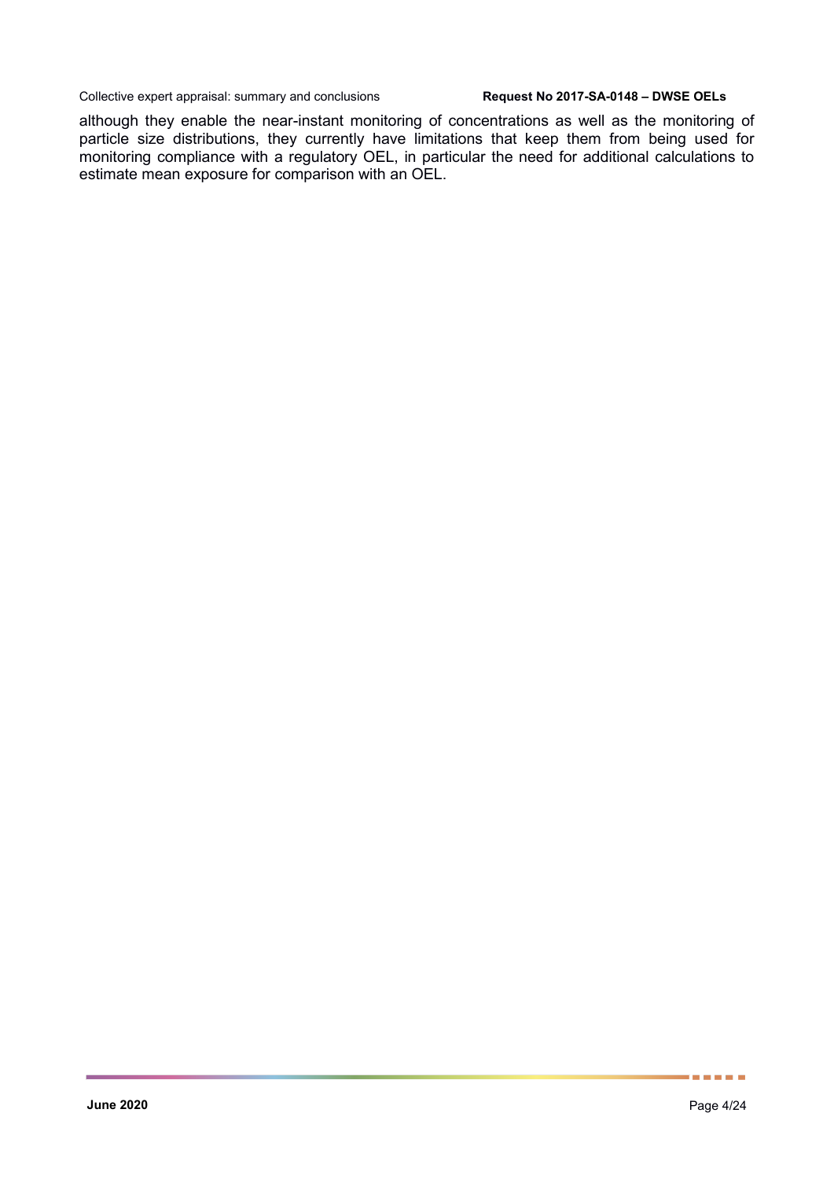although they enable the near-instant monitoring of concentrations as well as the monitoring of particle size distributions, they currently have limitations that keep them from being used for monitoring compliance with a regulatory OEL, in particular the need for additional calculations to estimate mean exposure for comparison with an OEL.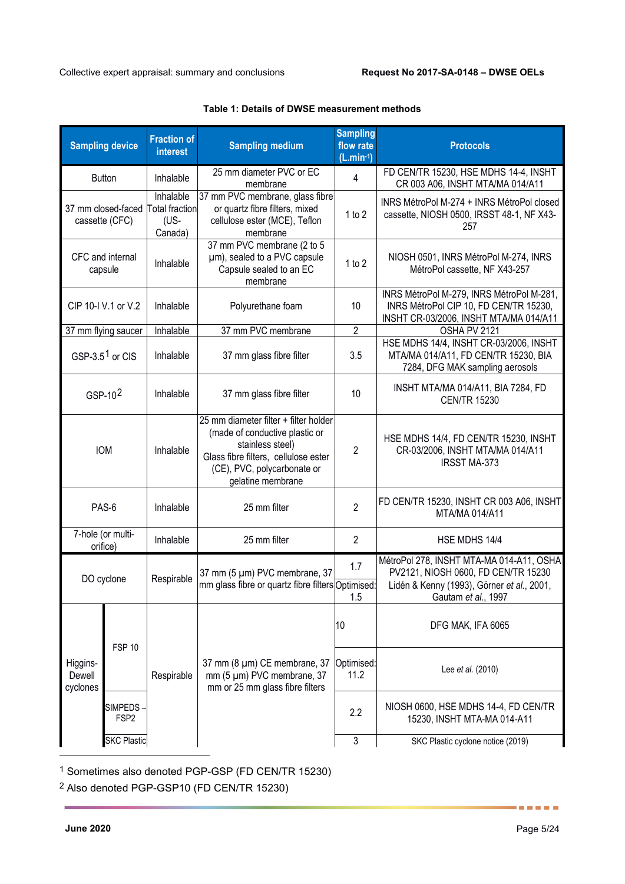**Table 1: Details of DWSE measurement methods**

| Sampling device | | Fraction of interest | Sampling medium | Sampling flow rate (L.min-1) | Protocols |
|---|---|---|---|---|---|
| Button | | Inhalable | 25 mm diameter PVC or EC membrane | 4 | FD CEN/TR 15230, HSE MDHS 14-4, INSHT CR 003 A06, INSHT MTA/MA 014/A11 |
| 37 mm closed-faced cassette (CFC) | | Inhalable Total fraction (US-Canada) | 37 mm PVC membrane, glass fibre or quartz fibre filters, mixed cellulose ester (MCE), Teflon membrane | 1 to 2 | INRS MétroPol M-274 + INRS MétroPol closed cassette, NIOSH 0500, IRSST 48-1, NF X43-257 |
| CFC and internal capsule | | Inhalable | 37 mm PVC membrane (2 to 5 µm), sealed to a PVC capsule Capsule sealed to an EC membrane | 1 to 2 | NIOSH 0501, INRS MétroPol M-274, INRS MétroPol cassette, NF X43-257 |
| CIP 10-I V.1 or V.2 | | Inhalable | Polyurethane foam | 10 | INRS MétroPol M-279, INRS MétroPol M-281, INRS MétroPol CIP 10, FD CEN/TR 15230, INSHT CR-03/2006, INSHT MTA/MA 014/A11 |
| 37 mm flying saucer | | Inhalable | 37 mm PVC membrane | 2 | OSHA PV 2121 |
| GSP-3.5[1] or CIS | | Inhalable | 37 mm glass fibre filter | 3.5 | HSE MDHS 14/4, INSHT CR-03/2006, INSHT MTA/MA 014/A11, FD CEN/TR 15230, BIA 7284, DFG MAK sampling aerosols |
| GSP-10[2] | | Inhalable | 37 mm glass fibre filter | 10 | INSHT MTA/MA 014/A11, BIA 7284, FD CEN/TR 15230 |
| IOM | | Inhalable | 25 mm diameter filter + filter holder (made of conductive plastic or stainless steel) Glass fibre filters, cellulose ester (CE), PVC, polycarbonate or gelatine membrane | 2 | HSE MDHS 14/4, FD CEN/TR 15230, INSHT CR-03/2006, INSHT MTA/MA 014/A11 IRSST MA-373 |
| PAS-6 | | Inhalable | 25 mm filter | 2 | FD CEN/TR 15230, INSHT CR 003 A06, INSHT MTA/MA 014/A11 |
| 7-hole (or multi-orifice) | | Inhalable | 25 mm filter | 2 | HSE MDHS 14/4 |
| DO cyclone | | Respirable | 37 mm (5 µm) PVC membrane, 37 mm glass fibre or quartz fibre filters | 1.7 | MétroPol 278, INSHT MTA-MA 014-A11, OSHA PV2121, NIOSH 0600, FD CEN/TR 15230 |
| | | | | Optimised: 1.5 | Lidén & Kenny (1993), Görner *et al.*, 2001, Gautam *et al.*, 1997 |
| Higgins-Dewell cyclones | FSP 10 | Respirable | 37 mm (8 µm) CE membrane, 37 mm (5 µm) PVC membrane, 37 mm or 25 mm glass fibre filters | 10 | DFG MAK, IFA 6065 |
| | | | | Optimised: 11.2 | Lee *et al.* (2010) |
| | SIMPEDS – FSP2 | | | 2.2 | NIOSH 0600, HSE MDHS 14-4, FD CEN/TR 15230, INSHT MTA-MA 014-A11 |
| | SKC Plastic | | | 3 | SKC Plastic cyclone notice (2019) |

[1] Sometimes also denoted PGP-GSP (FD CEN/TR 15230)

[2] Also denoted PGP-GSP10 (FD CEN/TR 15230)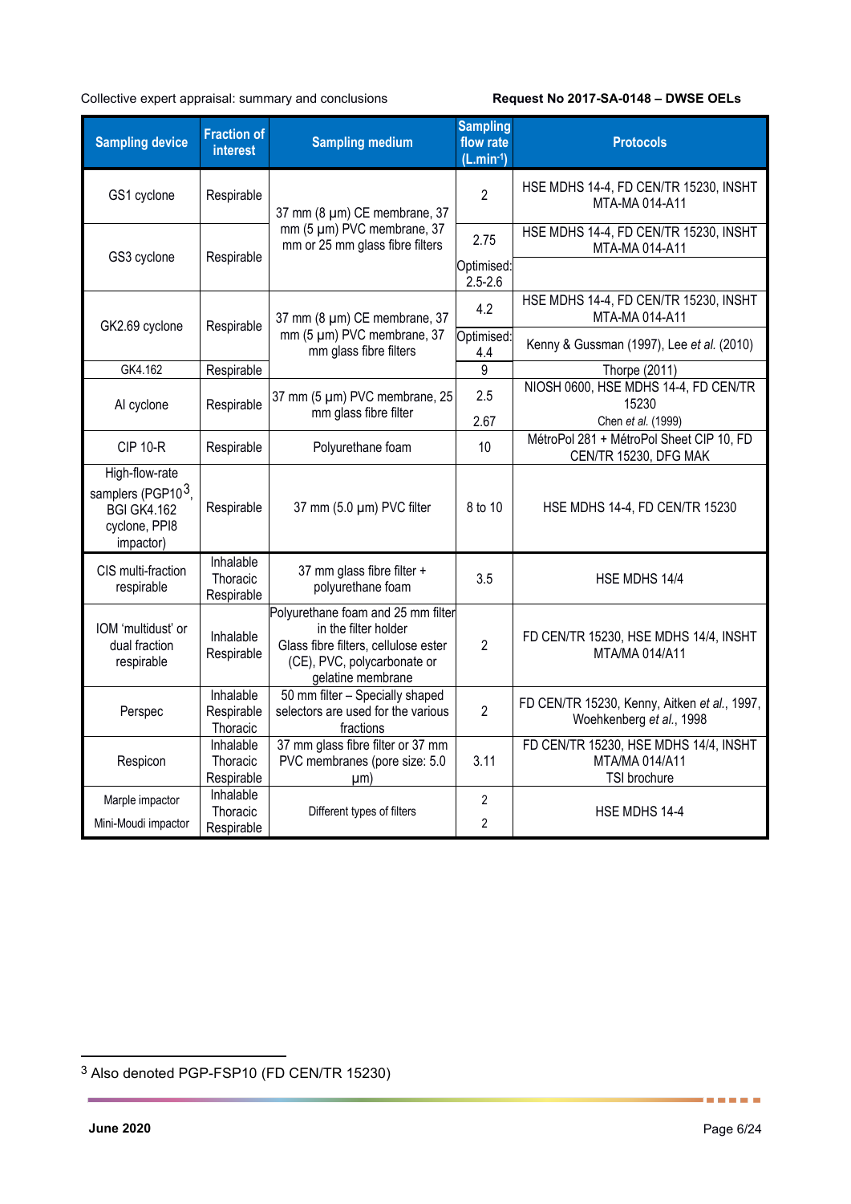| Sampling device | Fraction of interest | Sampling medium | Sampling flow rate (L.min-1) | Protocols |
|---|---|---|---|---|
| GS1 cyclone | Respirable | 37 mm (8 µm) CE membrane, 37 mm (5 µm) PVC membrane, 37 mm or 25 mm glass fibre filters | 2 | HSE MDHS 14-4, FD CEN/TR 15230, INSHT MTA-MA 014-A11 |
| GS3 cyclone | Respirable | | 2.75 | HSE MDHS 14-4, FD CEN/TR 15230, INSHT MTA-MA 014-A11 |
| | | | Optimised: 2.5-2.6 | |
| GK2.69 cyclone | Respirable | 37 mm (8 µm) CE membrane, 37 mm (5 µm) PVC membrane, 37 mm glass fibre filters | 4.2 | HSE MDHS 14-4, FD CEN/TR 15230, INSHT MTA-MA 014-A11 |
| | | | Optimised: 4.4 | Kenny & Gussman (1997), Lee *et al.* (2010) |
| GK4.162 | Respirable | | 9 | Thorpe (2011) |
| Al cyclone | Respirable | 37 mm (5 µm) PVC membrane, 25 mm glass fibre filter | 2.5 | NIOSH 0600, HSE MDHS 14-4, FD CEN/TR 15230 |
| | | | 2.67 | Chen *et al.* (1999) |
| CIP 10-R | Respirable | Polyurethane foam | 10 | MétroPol 281 + MétroPol Sheet CIP 10, FD CEN/TR 15230, DFG MAK |
| High-flow-rate samplers (PGP10[3], BGI GK4.162 cyclone, PPI8 impactor) | Respirable | 37 mm (5.0 µm) PVC filter | 8 to 10 | HSE MDHS 14-4, FD CEN/TR 15230 |
| CIS multi-fraction respirable | Inhalable Thoracic Respirable | 37 mm glass fibre filter + polyurethane foam | 3.5 | HSE MDHS 14/4 |
| IOM 'multidust' or dual fraction respirable | Inhalable Respirable | Polyurethane foam and 25 mm filter in the filter holder Glass fibre filters, cellulose ester (CE), PVC, polycarbonate or gelatine membrane | 2 | FD CEN/TR 15230, HSE MDHS 14/4, INSHT MTA/MA 014/A11 |
| Perspec | Inhalable Respirable Thoracic | 50 mm filter – Specially shaped selectors are used for the various fractions | 2 | FD CEN/TR 15230, Kenny, Aitken *et al.*, 1997, Woehkenberg *et al.*, 1998 |
| Respicon | Inhalable Thoracic Respirable | 37 mm glass fibre filter or 37 mm PVC membranes (pore size: 5.0 µm) | 3.11 | FD CEN/TR 15230, HSE MDHS 14/4, INSHT MTA/MA 014/A11 TSI brochure |
| Marple impactor | Inhalable Thoracic Respirable | Different types of filters | 2 | HSE MDHS 14-4 |
| Mini-Moudi impactor | | | 2 | |

[3] Also denoted PGP-FSP10 (FD CEN/TR 15230)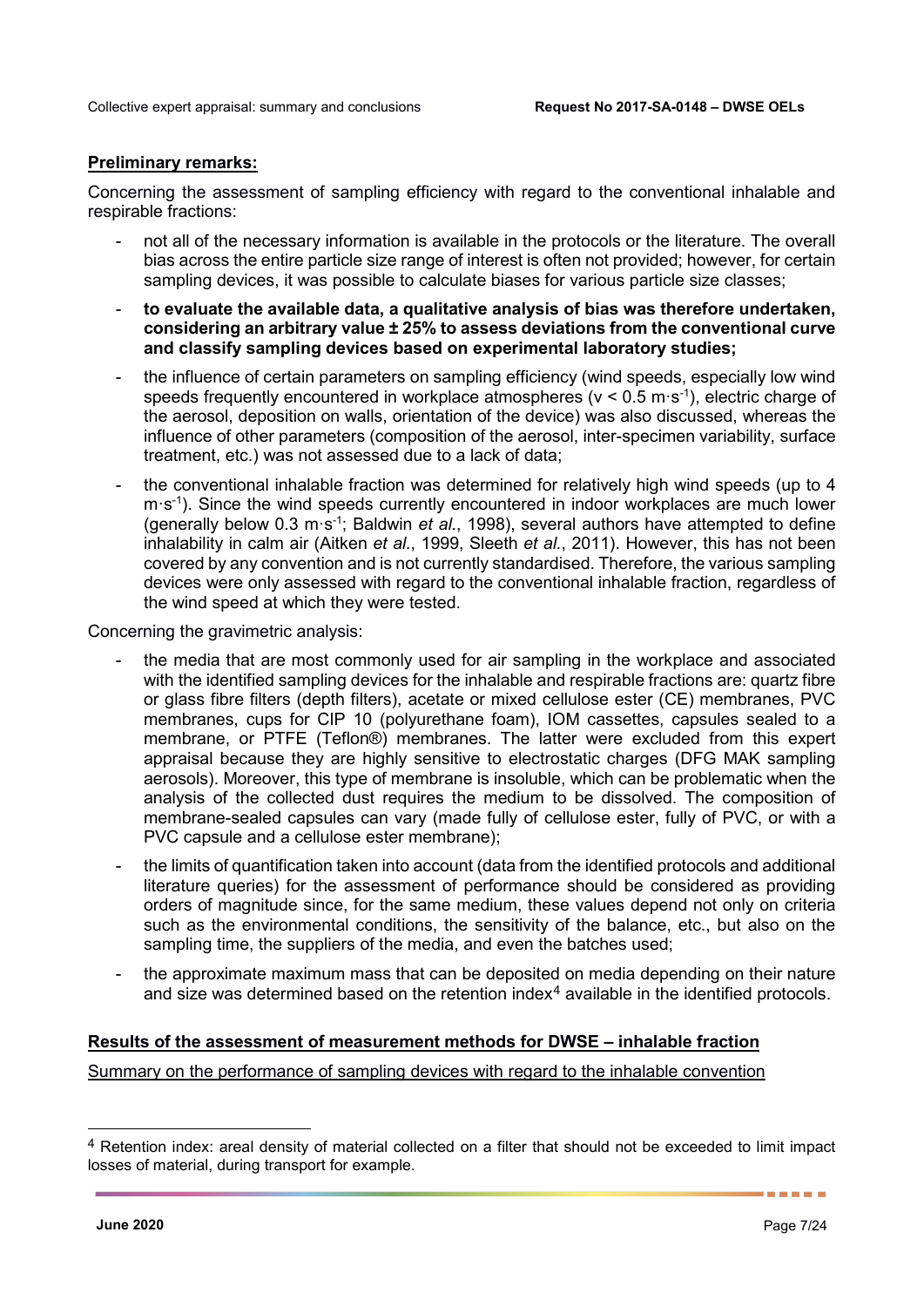**Preliminary remarks:**

Concerning the assessment of sampling efficiency with regard to the conventional inhalable and respirable fractions:

- not all of the necessary information is available in the protocols or the literature. The overall bias across the entire particle size range of interest is often not provided; however, for certain sampling devices, it was possible to calculate biases for various particle size classes;
- **to evaluate the available data, a qualitative analysis of bias was therefore undertaken, considering an arbitrary value ± 25% to assess deviations from the conventional curve and classify sampling devices based on experimental laboratory studies;**
- the influence of certain parameters on sampling efficiency (wind speeds, especially low wind speeds frequently encountered in workplace atmospheres ($v < 0.5$ m·s$^{-1}$), electric charge of the aerosol, deposition on walls, orientation of the device) was also discussed, whereas the influence of other parameters (composition of the aerosol, inter-specimen variability, surface treatment, etc.) was not assessed due to a lack of data;
- the conventional inhalable fraction was determined for relatively high wind speeds (up to 4 m·s$^{-1}$). Since the wind speeds currently encountered in indoor workplaces are much lower (generally below 0.3 m·s$^{-1}$; Baldwin *et al.*, 1998), several authors have attempted to define inhalability in calm air (Aitken *et al.*, 1999, Sleeth *et al.*, 2011). However, this has not been covered by any convention and is not currently standardised. Therefore, the various sampling devices were only assessed with regard to the conventional inhalable fraction, regardless of the wind speed at which they were tested.

Concerning the gravimetric analysis:

- the media that are most commonly used for air sampling in the workplace and associated with the identified sampling devices for the inhalable and respirable fractions are: quartz fibre or glass fibre filters (depth filters), acetate or mixed cellulose ester (CE) membranes, PVC membranes, cups for CIP 10 (polyurethane foam), IOM cassettes, capsules sealed to a membrane, or PTFE (Teflon®) membranes. The latter were excluded from this expert appraisal because they are highly sensitive to electrostatic charges (DFG MAK sampling aerosols). Moreover, this type of membrane is insoluble, which can be problematic when the analysis of the collected dust requires the medium to be dissolved. The composition of membrane-sealed capsules can vary (made fully of cellulose ester, fully of PVC, or with a PVC capsule and a cellulose ester membrane);
- the limits of quantification taken into account (data from the identified protocols and additional literature queries) for the assessment of performance should be considered as providing orders of magnitude since, for the same medium, these values depend not only on criteria such as the environmental conditions, the sensitivity of the balance, etc., but also on the sampling time, the suppliers of the media, and even the batches used;
- the approximate maximum mass that can be deposited on media depending on their nature and size was determined based on the retention index[4] available in the identified protocols.

**Results of the assessment of measurement methods for DWSE – inhalable fraction**

Summary on the performance of sampling devices with regard to the inhalable convention

[4] Retention index: areal density of material collected on a filter that should not be exceeded to limit impact losses of material, during transport for example.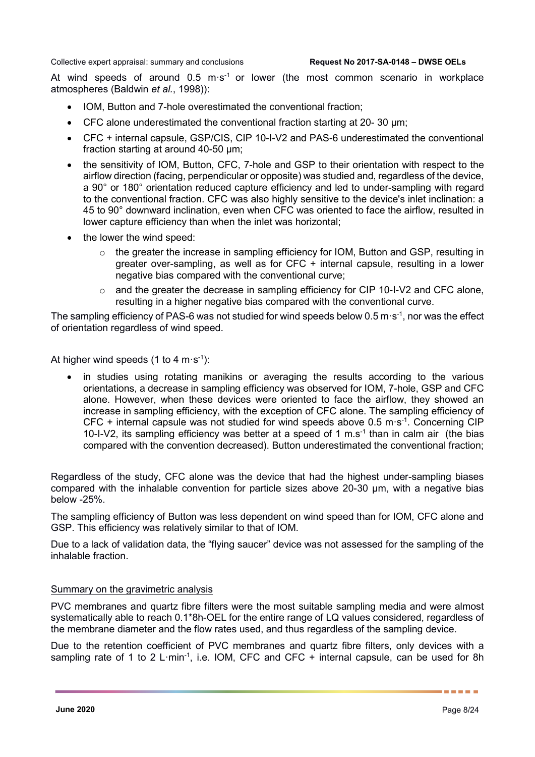At wind speeds of around 0.5 $m \cdot s^{-1}$ or lower (the most common scenario in workplace atmospheres (Baldwin *et al.*, 1998)):

- IOM, Button and 7-hole overestimated the conventional fraction;
- CFC alone underestimated the conventional fraction starting at 20- 30 µm;
- CFC + internal capsule, GSP/CIS, CIP 10-I-V2 and PAS-6 underestimated the conventional fraction starting at around 40-50 µm;
- the sensitivity of IOM, Button, CFC, 7-hole and GSP to their orientation with respect to the airflow direction (facing, perpendicular or opposite) was studied and, regardless of the device, a 90° or 180° orientation reduced capture efficiency and led to under-sampling with regard to the conventional fraction. CFC was also highly sensitive to the device's inlet inclination: a 45 to 90° downward inclination, even when CFC was oriented to face the airflow, resulted in lower capture efficiency than when the inlet was horizontal;
- the lower the wind speed:
  - the greater the increase in sampling efficiency for IOM, Button and GSP, resulting in greater over-sampling, as well as for CFC + internal capsule, resulting in a lower negative bias compared with the conventional curve;
  - and the greater the decrease in sampling efficiency for CIP 10-I-V2 and CFC alone, resulting in a higher negative bias compared with the conventional curve.

The sampling efficiency of PAS-6 was not studied for wind speeds below 0.5 $m \cdot s^{-1}$, nor was the effect of orientation regardless of wind speed.

At higher wind speeds (1 to 4 $m \cdot s^{-1}$):

- in studies using rotating manikins or averaging the results according to the various orientations, a decrease in sampling efficiency was observed for IOM, 7-hole, GSP and CFC alone. However, when these devices were oriented to face the airflow, they showed an increase in sampling efficiency, with the exception of CFC alone. The sampling efficiency of CFC + internal capsule was not studied for wind speeds above 0.5 $m \cdot s^{-1}$. Concerning CIP 10-I-V2, its sampling efficiency was better at a speed of 1 $m.s^{-1}$ than in calm air (the bias compared with the convention decreased). Button underestimated the conventional fraction;

Regardless of the study, CFC alone was the device that had the highest under-sampling biases compared with the inhalable convention for particle sizes above 20-30 µm, with a negative bias below -25%.

The sampling efficiency of Button was less dependent on wind speed than for IOM, CFC alone and GSP. This efficiency was relatively similar to that of IOM.

Due to a lack of validation data, the "flying saucer" device was not assessed for the sampling of the inhalable fraction.

<u>Summary on the gravimetric analysis</u>

PVC membranes and quartz fibre filters were the most suitable sampling media and were almost systematically able to reach 0.1*8h-OEL for the entire range of LQ values considered, regardless of the membrane diameter and the flow rates used, and thus regardless of the sampling device.

Due to the retention coefficient of PVC membranes and quartz fibre filters, only devices with a sampling rate of 1 to 2 $L \cdot min^{-1}$, i.e. IOM, CFC and CFC + internal capsule, can be used for 8h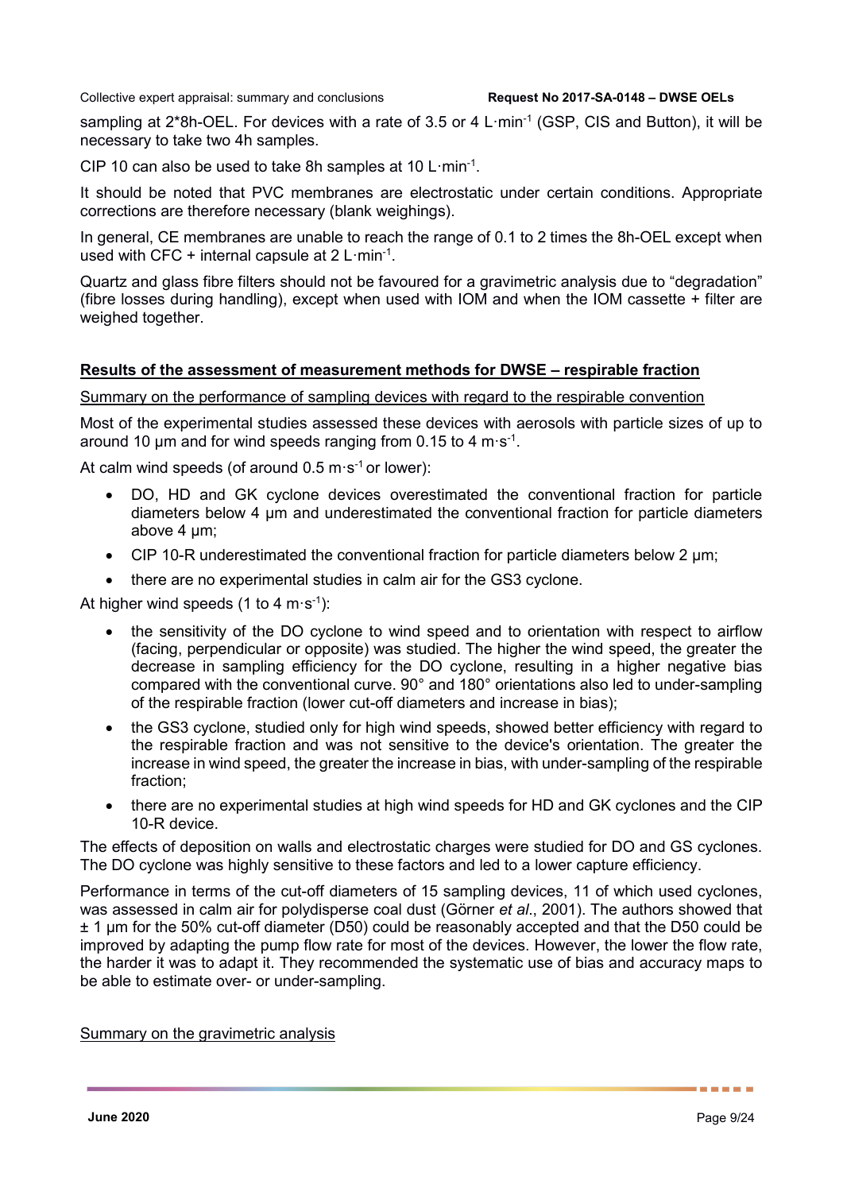sampling at 2*8h-OEL. For devices with a rate of 3.5 or 4 $L \cdot min^{-1}$ (GSP, CIS and Button), it will be necessary to take two 4h samples.

CIP 10 can also be used to take 8h samples at 10 $L \cdot min^{-1}$.

It should be noted that PVC membranes are electrostatic under certain conditions. Appropriate corrections are therefore necessary (blank weighings).

In general, CE membranes are unable to reach the range of 0.1 to 2 times the 8h-OEL except when used with CFC + internal capsule at 2 $L \cdot min^{-1}$.

Quartz and glass fibre filters should not be favoured for a gravimetric analysis due to "degradation" (fibre losses during handling), except when used with IOM and when the IOM cassette + filter are weighed together.

## Results of the assessment of measurement methods for DWSE – respirable fraction

### Summary on the performance of sampling devices with regard to the respirable convention

Most of the experimental studies assessed these devices with aerosols with particle sizes of up to around 10 µm and for wind speeds ranging from 0.15 to 4 $m \cdot s^{-1}$.

At calm wind speeds (of around 0.5 $m \cdot s^{-1}$ or lower):

- DO, HD and GK cyclone devices overestimated the conventional fraction for particle diameters below 4 µm and underestimated the conventional fraction for particle diameters above 4 µm;
- CIP 10-R underestimated the conventional fraction for particle diameters below 2 µm;
- there are no experimental studies in calm air for the GS3 cyclone.

At higher wind speeds (1 to 4 $m \cdot s^{-1}$):

- the sensitivity of the DO cyclone to wind speed and to orientation with respect to airflow (facing, perpendicular or opposite) was studied. The higher the wind speed, the greater the decrease in sampling efficiency for the DO cyclone, resulting in a higher negative bias compared with the conventional curve. 90° and 180° orientations also led to under-sampling of the respirable fraction (lower cut-off diameters and increase in bias);
- the GS3 cyclone, studied only for high wind speeds, showed better efficiency with regard to the respirable fraction and was not sensitive to the device's orientation. The greater the increase in wind speed, the greater the increase in bias, with under-sampling of the respirable fraction;
- there are no experimental studies at high wind speeds for HD and GK cyclones and the CIP 10-R device.

The effects of deposition on walls and electrostatic charges were studied for DO and GS cyclones. The DO cyclone was highly sensitive to these factors and led to a lower capture efficiency.

Performance in terms of the cut-off diameters of 15 sampling devices, 11 of which used cyclones, was assessed in calm air for polydisperse coal dust (Görner *et al*., 2001). The authors showed that ± 1 µm for the 50% cut-off diameter (D50) could be reasonably accepted and that the D50 could be improved by adapting the pump flow rate for most of the devices. However, the lower the flow rate, the harder it was to adapt it. They recommended the systematic use of bias and accuracy maps to be able to estimate over- or under-sampling.

### Summary on the gravimetric analysis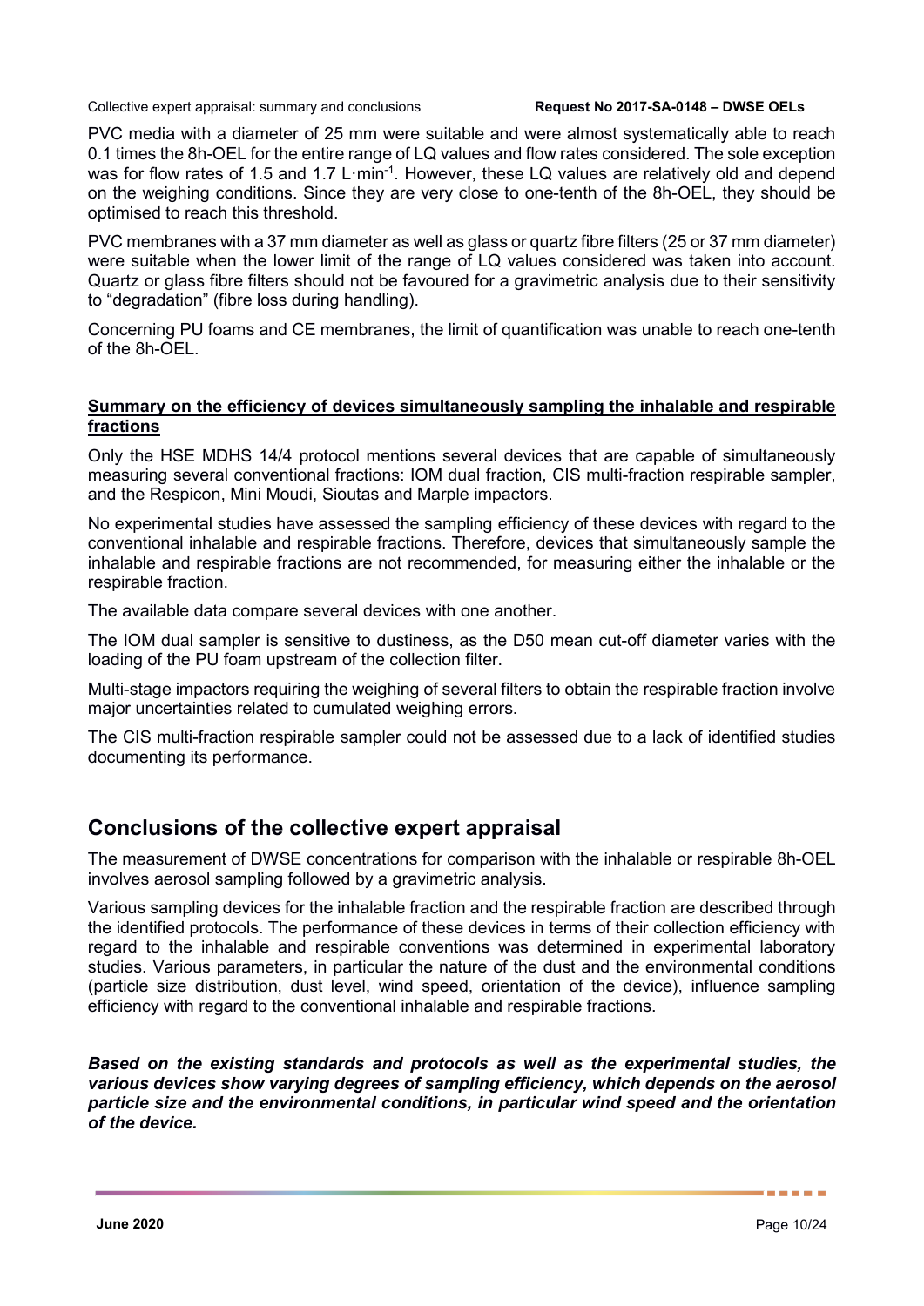PVC media with a diameter of 25 mm were suitable and were almost systematically able to reach 0.1 times the 8h-OEL for the entire range of LQ values and flow rates considered. The sole exception was for flow rates of 1.5 and 1.7 $L \cdot min^{-1}$. However, these LQ values are relatively old and depend on the weighing conditions. Since they are very close to one-tenth of the 8h-OEL, they should be optimised to reach this threshold.

PVC membranes with a 37 mm diameter as well as glass or quartz fibre filters (25 or 37 mm diameter) were suitable when the lower limit of the range of LQ values considered was taken into account. Quartz or glass fibre filters should not be favoured for a gravimetric analysis due to their sensitivity to "degradation" (fibre loss during handling).

Concerning PU foams and CE membranes, the limit of quantification was unable to reach one-tenth of the 8h-OEL.

**Summary on the efficiency of devices simultaneously sampling the inhalable and respirable fractions**

Only the HSE MDHS 14/4 protocol mentions several devices that are capable of simultaneously measuring several conventional fractions: IOM dual fraction, CIS multi-fraction respirable sampler, and the Respicon, Mini Moudi, Sioutas and Marple impactors.

No experimental studies have assessed the sampling efficiency of these devices with regard to the conventional inhalable and respirable fractions. Therefore, devices that simultaneously sample the inhalable and respirable fractions are not recommended, for measuring either the inhalable or the respirable fraction.

The available data compare several devices with one another.

The IOM dual sampler is sensitive to dustiness, as the D50 mean cut-off diameter varies with the loading of the PU foam upstream of the collection filter.

Multi-stage impactors requiring the weighing of several filters to obtain the respirable fraction involve major uncertainties related to cumulated weighing errors.

The CIS multi-fraction respirable sampler could not be assessed due to a lack of identified studies documenting its performance.

## Conclusions of the collective expert appraisal

The measurement of DWSE concentrations for comparison with the inhalable or respirable 8h-OEL involves aerosol sampling followed by a gravimetric analysis.

Various sampling devices for the inhalable fraction and the respirable fraction are described through the identified protocols. The performance of these devices in terms of their collection efficiency with regard to the inhalable and respirable conventions was determined in experimental laboratory studies. Various parameters, in particular the nature of the dust and the environmental conditions (particle size distribution, dust level, wind speed, orientation of the device), influence sampling efficiency with regard to the conventional inhalable and respirable fractions.

***Based on the existing standards and protocols as well as the experimental studies, the various devices show varying degrees of sampling efficiency, which depends on the aerosol particle size and the environmental conditions, in particular wind speed and the orientation of the device.***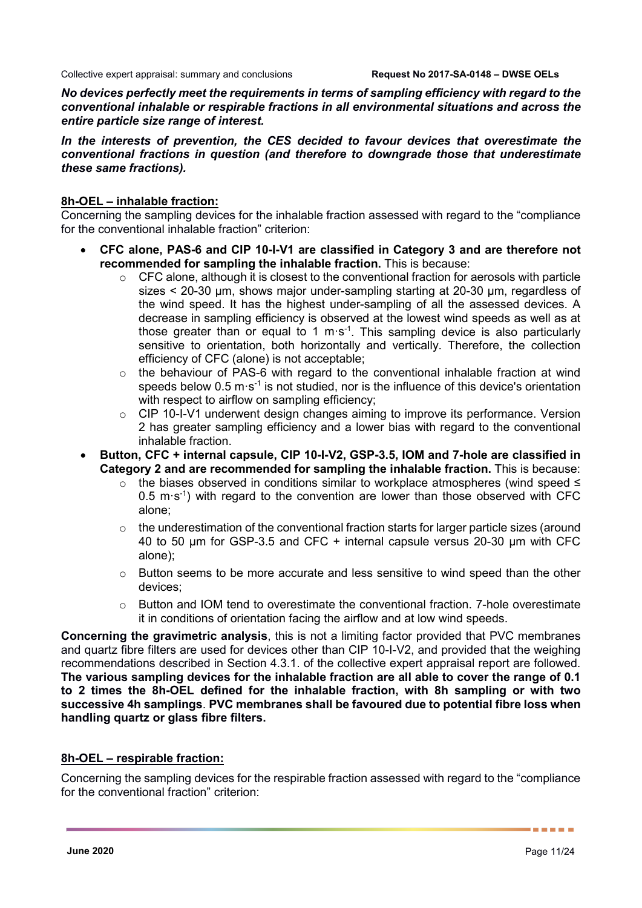***No devices perfectly meet the requirements in terms of sampling efficiency with regard to the conventional inhalable or respirable fractions in all environmental situations and across the entire particle size range of interest.***

***In the interests of prevention, the CES decided to favour devices that overestimate the conventional fractions in question (and therefore to downgrade those that underestimate these same fractions).***

**8h-OEL – inhalable fraction:**

Concerning the sampling devices for the inhalable fraction assessed with regard to the "compliance for the conventional inhalable fraction" criterion:

- **CFC alone, PAS-6 and CIP 10-I-V1 are classified in Category 3 and are therefore not recommended for sampling the inhalable fraction.** This is because:
  - CFC alone, although it is closest to the conventional fraction for aerosols with particle sizes < 20-30 µm, shows major under-sampling starting at 20-30 µm, regardless of the wind speed. It has the highest under-sampling of all the assessed devices. A decrease in sampling efficiency is observed at the lowest wind speeds as well as at those greater than or equal to 1 $m \cdot s^{-1}$. This sampling device is also particularly sensitive to orientation, both horizontally and vertically. Therefore, the collection efficiency of CFC (alone) is not acceptable;
  - the behaviour of PAS-6 with regard to the conventional inhalable fraction at wind speeds below 0.5 $m \cdot s^{-1}$ is not studied, nor is the influence of this device's orientation with respect to airflow on sampling efficiency;
  - CIP 10-I-V1 underwent design changes aiming to improve its performance. Version 2 has greater sampling efficiency and a lower bias with regard to the conventional inhalable fraction.
- **Button, CFC + internal capsule, CIP 10-I-V2, GSP-3.5, IOM and 7-hole are classified in Category 2 and are recommended for sampling the inhalable fraction.** This is because:
  - the biases observed in conditions similar to workplace atmospheres (wind speed ≤ 0.5 $m \cdot s^{-1}$) with regard to the convention are lower than those observed with CFC alone;
  - the underestimation of the conventional fraction starts for larger particle sizes (around 40 to 50 µm for GSP-3.5 and CFC + internal capsule versus 20-30 µm with CFC alone);
  - Button seems to be more accurate and less sensitive to wind speed than the other devices;
  - Button and IOM tend to overestimate the conventional fraction. 7-hole overestimate it in conditions of orientation facing the airflow and at low wind speeds.

**Concerning the gravimetric analysis**, this is not a limiting factor provided that PVC membranes and quartz fibre filters are used for devices other than CIP 10-I-V2, and provided that the weighing recommendations described in Section 4.3.1. of the collective expert appraisal report are followed. **The various sampling devices for the inhalable fraction are all able to cover the range of 0.1 to 2 times the 8h-OEL defined for the inhalable fraction, with 8h sampling or with two successive 4h samplings**. **PVC membranes shall be favoured due to potential fibre loss when handling quartz or glass fibre filters.**

**8h-OEL – respirable fraction:**

Concerning the sampling devices for the respirable fraction assessed with regard to the "compliance for the conventional fraction" criterion: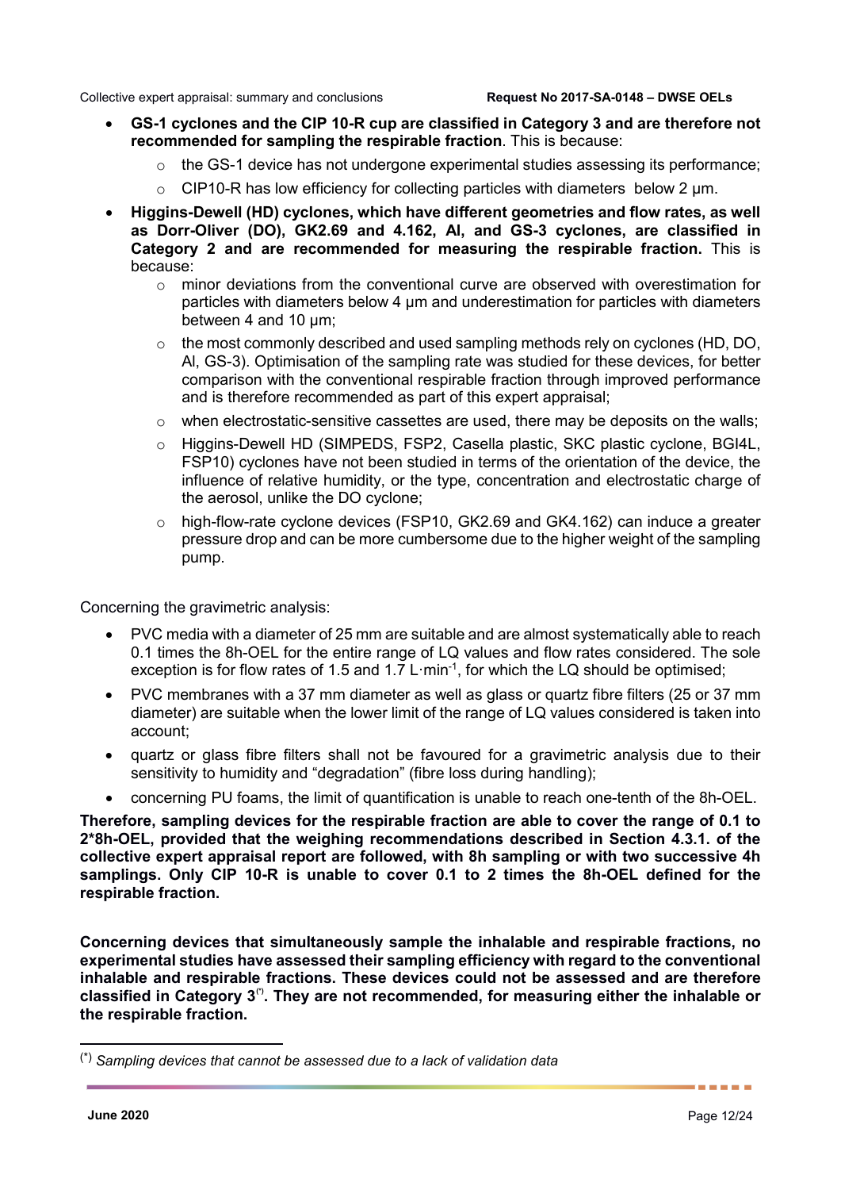- **GS-1 cyclones and the CIP 10-R cup are classified in Category 3 and are therefore not recommended for sampling the respirable fraction**. This is because:
  - the GS-1 device has not undergone experimental studies assessing its performance;
  - CIP10-R has low efficiency for collecting particles with diameters below 2 µm.
- **Higgins-Dewell (HD) cyclones, which have different geometries and flow rates, as well as Dorr-Oliver (DO), GK2.69 and 4.162, Al, and GS-3 cyclones, are classified in Category 2 and are recommended for measuring the respirable fraction.** This is because:
  - minor deviations from the conventional curve are observed with overestimation for particles with diameters below 4 µm and underestimation for particles with diameters between 4 and 10 µm;
  - the most commonly described and used sampling methods rely on cyclones (HD, DO, Al, GS-3). Optimisation of the sampling rate was studied for these devices, for better comparison with the conventional respirable fraction through improved performance and is therefore recommended as part of this expert appraisal;
  - when electrostatic-sensitive cassettes are used, there may be deposits on the walls;
  - Higgins-Dewell HD (SIMPEDS, FSP2, Casella plastic, SKC plastic cyclone, BGI4L, FSP10) cyclones have not been studied in terms of the orientation of the device, the influence of relative humidity, or the type, concentration and electrostatic charge of the aerosol, unlike the DO cyclone;
  - high-flow-rate cyclone devices (FSP10, GK2.69 and GK4.162) can induce a greater pressure drop and can be more cumbersome due to the higher weight of the sampling pump.

Concerning the gravimetric analysis:

- PVC media with a diameter of 25 mm are suitable and are almost systematically able to reach 0.1 times the 8h-OEL for the entire range of LQ values and flow rates considered. The sole exception is for flow rates of 1.5 and 1.7 $L \cdot min^{-1}$, for which the LQ should be optimised;
- PVC membranes with a 37 mm diameter as well as glass or quartz fibre filters (25 or 37 mm diameter) are suitable when the lower limit of the range of LQ values considered is taken into account;
- quartz or glass fibre filters shall not be favoured for a gravimetric analysis due to their sensitivity to humidity and "degradation" (fibre loss during handling);
- concerning PU foams, the limit of quantification is unable to reach one-tenth of the 8h-OEL.

**Therefore, sampling devices for the respirable fraction are able to cover the range of 0.1 to 2*8h-OEL, provided that the weighing recommendations described in Section 4.3.1. of the collective expert appraisal report are followed, with 8h sampling or with two successive 4h samplings. Only CIP 10-R is unable to cover 0.1 to 2 times the 8h-OEL defined for the respirable fraction.**

**Concerning devices that simultaneously sample the inhalable and respirable fractions, no experimental studies have assessed their sampling efficiency with regard to the conventional inhalable and respirable fractions. These devices could not be assessed and are therefore classified in Category 3(*). They are not recommended, for measuring either the inhalable or the respirable fraction.**

(*) *Sampling devices that cannot be assessed due to a lack of validation data*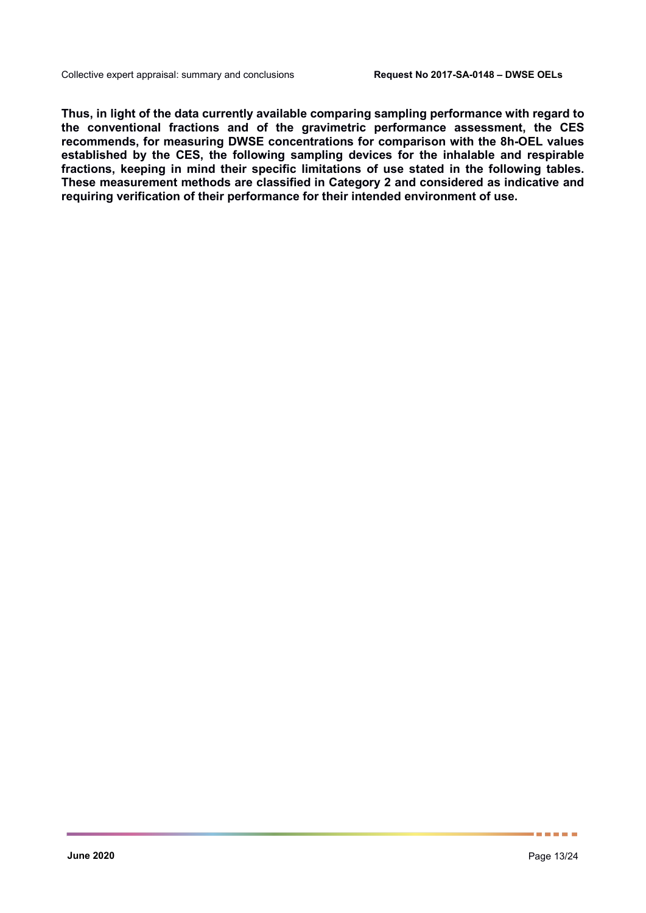**Thus, in light of the data currently available comparing sampling performance with regard to the conventional fractions and of the gravimetric performance assessment, the CES recommends, for measuring DWSE concentrations for comparison with the 8h-OEL values established by the CES, the following sampling devices for the inhalable and respirable fractions, keeping in mind their specific limitations of use stated in the following tables. These measurement methods are classified in Category 2 and considered as indicative and requiring verification of their performance for their intended environment of use.**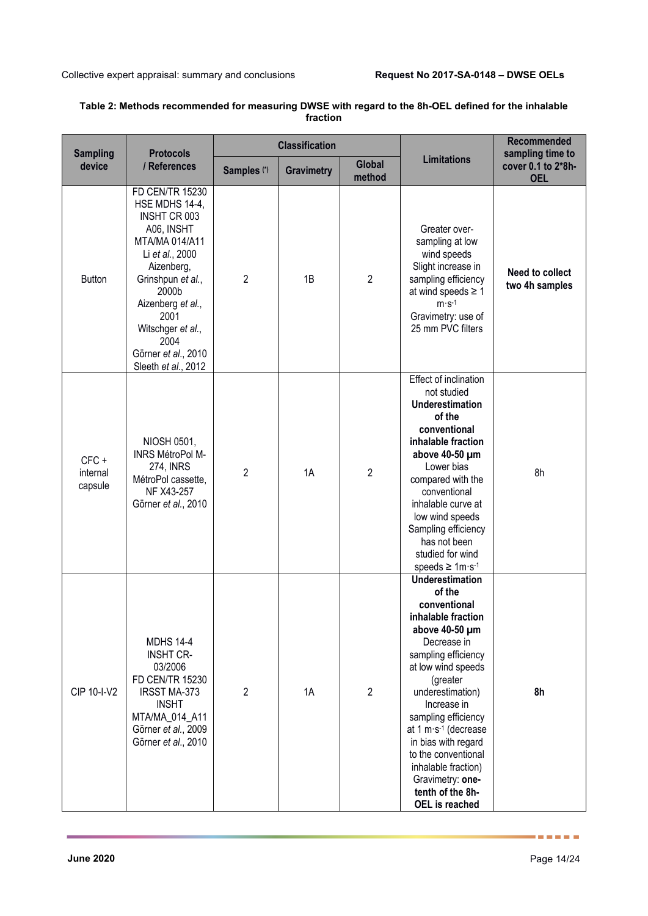**Table 2: Methods recommended for measuring DWSE with regard to the 8h-OEL defined for the inhalable fraction**

| Sampling device | Protocols / References | Classification | | | Limitations | Recommended sampling time to cover 0.1 to 2*8h-OEL |
|---|---|---|---|---|---|---|
| | | Samples (*) | Gravimetry | Global method | | |
| Button | FD CEN/TR 15230 HSE MDHS 14-4, INSHT CR 003 A06, INSHT MTA/MA 014/A11 Li *et al.*, 2000 Aizenberg, Grinshpun *et al.*, 2000b Aizenberg *et al.*, 2001 Witschger *et al.*, 2004 Görner *et al.*, 2010 Sleeth *et al.*, 2012 | 2 | 1B | 2 | Greater over-sampling at low wind speeds Slight increase in sampling efficiency at wind speeds ≥ 1 $m \cdot s^{-1}$ Gravimetry: use of 25 mm PVC filters | **Need to collect two 4h samples** |
| CFC + internal capsule | NIOSH 0501, INRS MétroPol M-274, INRS MétroPol cassette, NF X43-257 Görner *et al.*, 2010 | 2 | 1A | 2 | Effect of inclination not studied **Underestimation of the conventional inhalable fraction above 40-50 µm** Lower bias compared with the conventional inhalable curve at low wind speeds Sampling efficiency has not been studied for wind speeds ≥ 1$m \cdot s^{-1}$ | 8h |
| CIP 10-I-V2 | MDHS 14-4 INSHT CR-03/2006 FD CEN/TR 15230 IRSST MA-373 INSHT MTA/MA_014_A11 Görner *et al.*, 2009 Görner *et al.*, 2010 | 2 | 1A | 2 | **Underestimation of the conventional inhalable fraction above 40-50 µm** Decrease in sampling efficiency at low wind speeds (greater underestimation) Increase in sampling efficiency at 1 $m \cdot s^{-1}$ (decrease in bias with regard to the conventional inhalable fraction) Gravimetry: **one-tenth of the 8h-OEL is reached** | **8h** |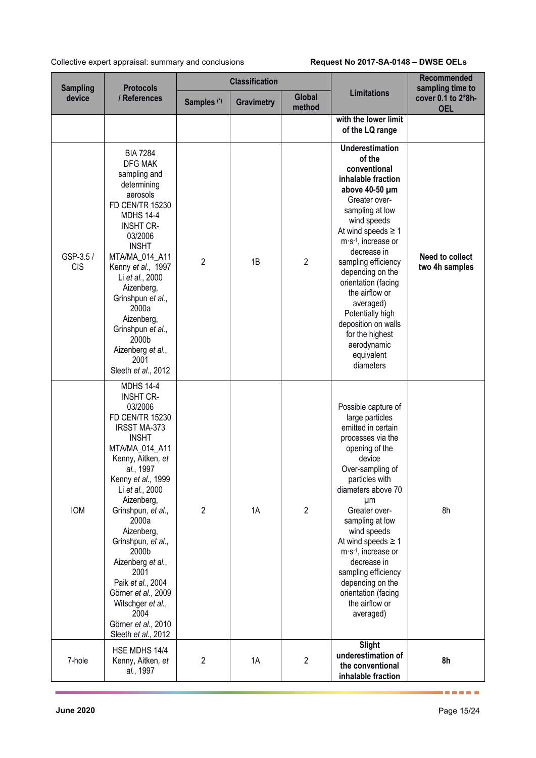| Sampling device | Protocols / References | Classification | | | Limitations | Recommended sampling time to cover 0.1 to 2*8h-OEL |
|---|---|---|---|---|---|---|
| | | Samples (*) | Gravimetry | Global method | | |
| | | | | | **with the lower limit of the LQ range** | |
| GSP-3.5 / CIS | BIA 7284<br>DFG MAK sampling and determining aerosols<br>FD CEN/TR 15230<br>MDHS 14-4<br>INSHT CR-03/2006<br>INSHT MTA/MA_014_A11<br>Kenny *et al.*, 1997<br>Li *et al.*, 2000<br>Aizenberg, Grinshpun *et al.*, 2000a<br>Aizenberg, Grinshpun *et al.*, 2000b<br>Aizenberg *et al.*, 2001<br>Sleeth *et al.*, 2012 | 2 | 1B | 2 | **Underestimation of the conventional inhalable fraction above 40-50 µm**<br>Greater over-sampling at low wind speeds<br>At wind speeds ≥ 1 $m \cdot s^{-1}$, increase or decrease in sampling efficiency depending on the orientation (facing the airflow or averaged)<br>Potentially high deposition on walls for the highest aerodynamic equivalent diameters | **Need to collect two 4h samples** |
| IOM | MDHS 14-4<br>INSHT CR-03/2006<br>FD CEN/TR 15230<br>IRSST MA-373<br>INSHT MTA/MA_014_A11<br>Kenny, Aitken, *et al.*, 1997<br>Kenny *et al.*, 1999<br>Li *et al.*, 2000<br>Aizenberg, Grinshpun, *et al.*, 2000a<br>Aizenberg, Grinshpun, *et al.*, 2000b<br>Aizenberg *et al.*, 2001<br>Paik *et al.*, 2004<br>Görner *et al.*, 2009<br>Witschger *et al.*, 2004<br>Görner *et al.*, 2010<br>Sleeth *et al.*, 2012 | 2 | 1A | 2 | Possible capture of large particles emitted in certain processes via the opening of the device<br>Over-sampling of particles with diameters above 70 µm<br>Greater over-sampling at low wind speeds<br>At wind speeds ≥ 1 $m \cdot s^{-1}$, increase or decrease in sampling efficiency depending on the orientation (facing the airflow or averaged) | 8h |
| 7-hole | HSE MDHS 14/4<br>Kenny, Aitken, *et al.*, 1997 | 2 | 1A | 2 | **Slight underestimation of the conventional inhalable fraction** | **8h** |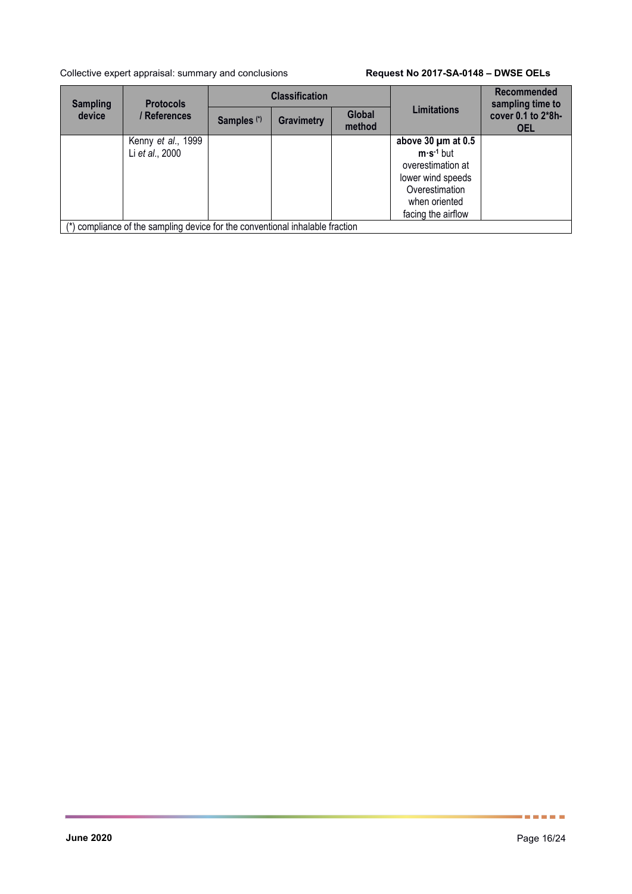| Sampling device | Protocols / References | Classification | | | Limitations | Recommended sampling time to cover 0.1 to 2*8h-OEL |
|---|---|---|---|---|---|---|
| | | Samples (*) | Gravimetry | Global method | | |
| | Kenny *et al.*, 1999<br>Li *et al.*, 2000 | | | | **above 30 µm at 0.5 $m \cdot s^{-1}$** but overestimation at lower wind speeds<br>Overestimation when oriented facing the airflow | |

(*) compliance of the sampling device for the conventional inhalable fraction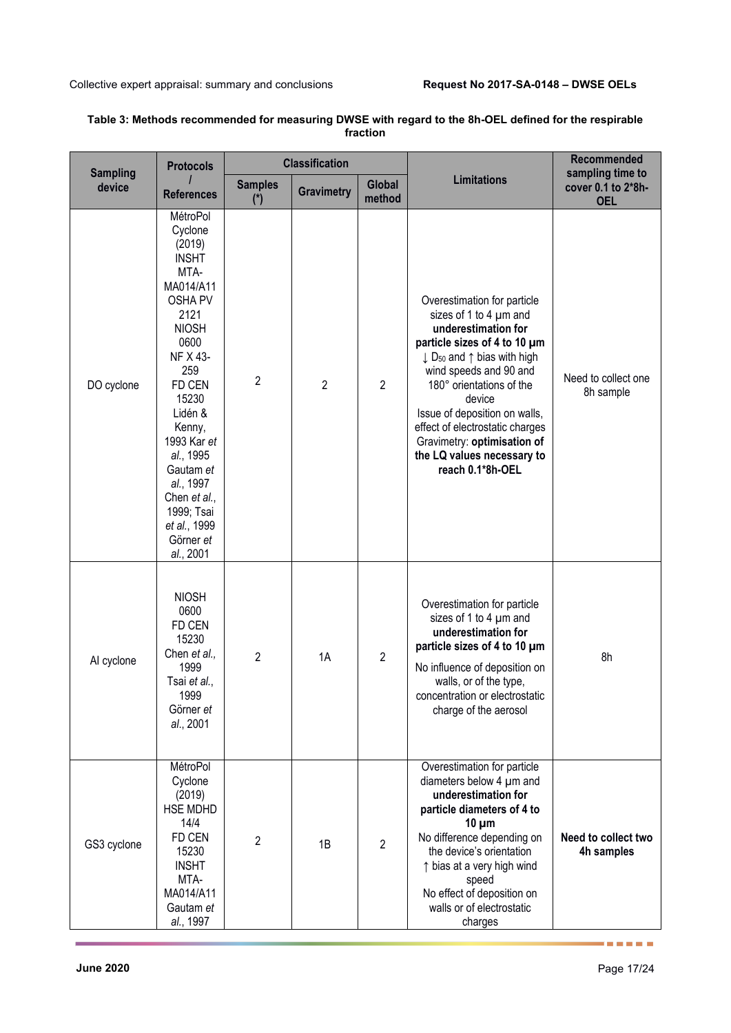**Table 3: Methods recommended for measuring DWSE with regard to the 8h-OEL defined for the respiratory fraction**

| Sampling device | Protocols / References | Classification | | | Limitations | Recommended sampling time to cover 0.1 to 2*8h-OEL |
|---|---|---|---|---|---|---|
| | | Samples (*) | Gravimetry | Global method | | |
| DO cyclone | MétroPol Cyclone (2019) INSHT MTA-MA014/A11 OSHA PV 2121 NIOSH 0600 NF X 43-259 FD CEN 15230 Lidén & Kenny, 1993 Kar *et al.*, 1995 Gautam *et al.*, 1997 Chen *et al.*, 1999; Tsai *et al.*, 1999 Görner *et al.*, 2001 | 2 | 2 | 2 | Overestimation for particle sizes of 1 to 4 µm and **underestimation for particle sizes of 4 to 10 µm** ↓ $D_{50}$ and ↑ bias with high wind speeds and 90 and 180° orientations of the device Issue of deposition on walls, effect of electrostatic charges Gravimetry: **optimisation of the LQ values necessary to reach 0.1*8h-OEL** | Need to collect one 8h sample |
| AI cyclone | NIOSH 0600 FD CEN 15230 Chen *et al.*, 1999 Tsai *et al.*, 1999 Görner *et al.*, 2001 | 2 | 1A | 2 | Overestimation for particle sizes of 1 to 4 µm and **underestimation for particle sizes of 4 to 10 µm** No influence of deposition on walls, or of the type, concentration or electrostatic charge of the aerosol | 8h |
| GS3 cyclone | MétroPol Cyclone (2019) HSE MDHD 14/4 FD CEN 15230 INSHT MTA-MA014/A11 Gautam *et al.*, 1997 | 2 | 1B | 2 | Overestimation for particle diameters below 4 µm and **underestimation for particle diameters of 4 to 10 µm** No difference depending on the device's orientation ↑ bias at a very high wind speed No effect of deposition on walls or of electrostatic charges | **Need to collect two 4h samples** |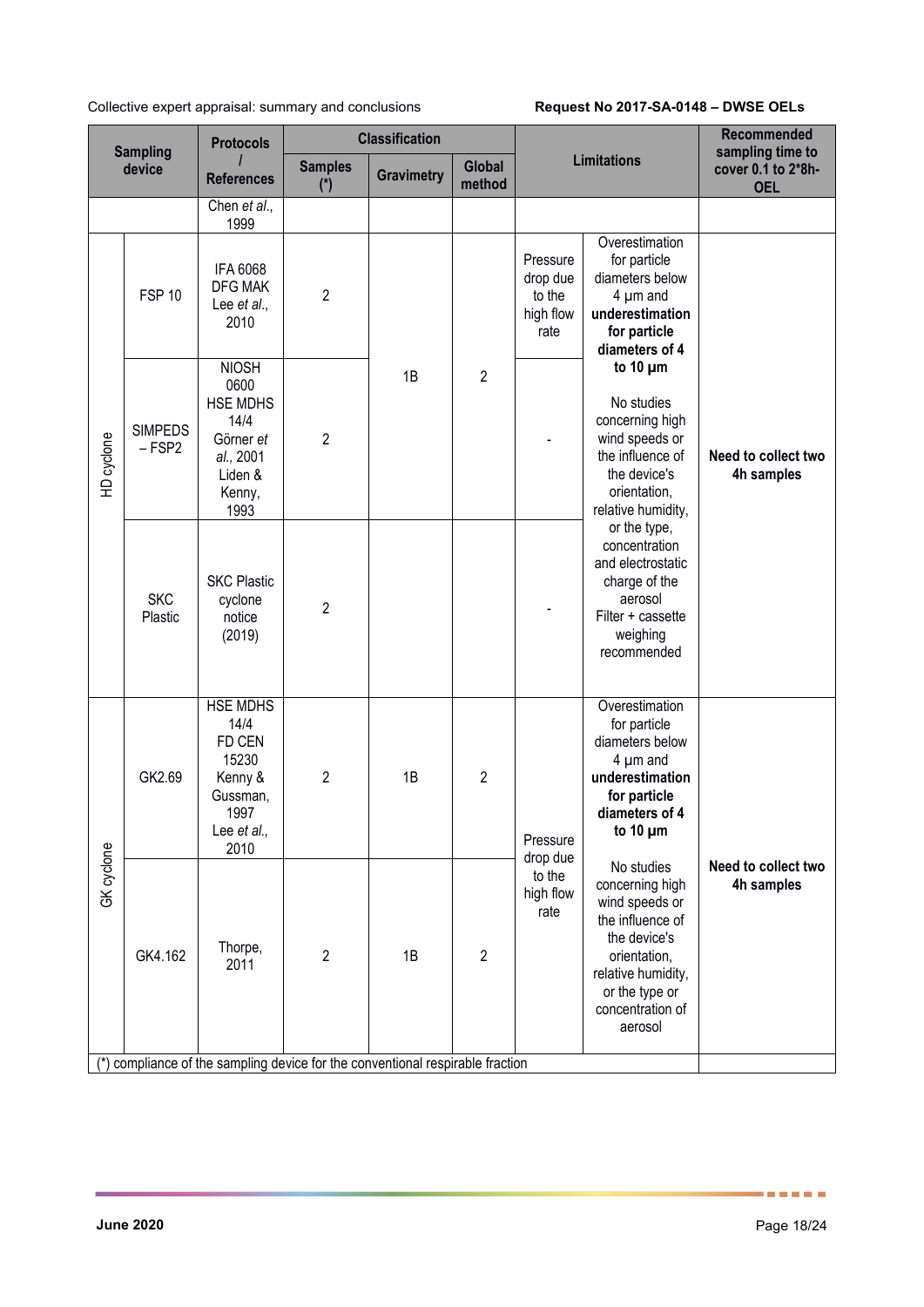| Sampling device | | Protocols / References | Classification | | | Limitations | | Recommended sampling time to cover 0.1 to 2*8h-OEL |
|---|---|---|---|---|---|---|---|---|
| | | | Samples (*) | Gravimetry | Global method | | | |
| | | Chen *et al.*, 1999 | | | | | | |
| HD cyclone | FSP 10 | IFA 6068 DFG MAK Lee *et al.*, 2010 | 2 | 1B | 2 | Pressure drop due to the high flow rate | Overestimation for particle diameters below 4 µm and **underestimation for particle diameters of 4 to 10 µm** No studies concerning high wind speeds or the influence of the device's orientation, relative humidity, or the type, concentration and electrostatic charge of the aerosol Filter + cassette weighing recommended | **Need to collect two 4h samples** |
| | SIMPEDS – FSP2 | NIOSH 0600 HSE MDHS 14/4 Görner *et al.*, 2001 Liden & Kenny, 1993 | 2 | | | - | | |
| | SKC Plastic | SKC Plastic cyclone notice (2019) | 2 | | | - | | |
| GK cyclone | GK2.69 | HSE MDHS 14/4 FD CEN 15230 Kenny & Gussman, 1997 Lee *et al.*, 2010 | 2 | 1B | 2 | Pressure drop due to the high flow rate | Overestimation for particle diameters below 4 µm and **underestimation for particle diameters of 4 to 10 µm** No studies concerning high wind speeds or the influence of the device's orientation, relative humidity, or the type or concentration of aerosol | **Need to collect two 4h samples** |
| | GK4.162 | Thorpe, 2011 | 2 | 1B | 2 | | | |

(*) compliance of the sampling device for the conventional respirable fraction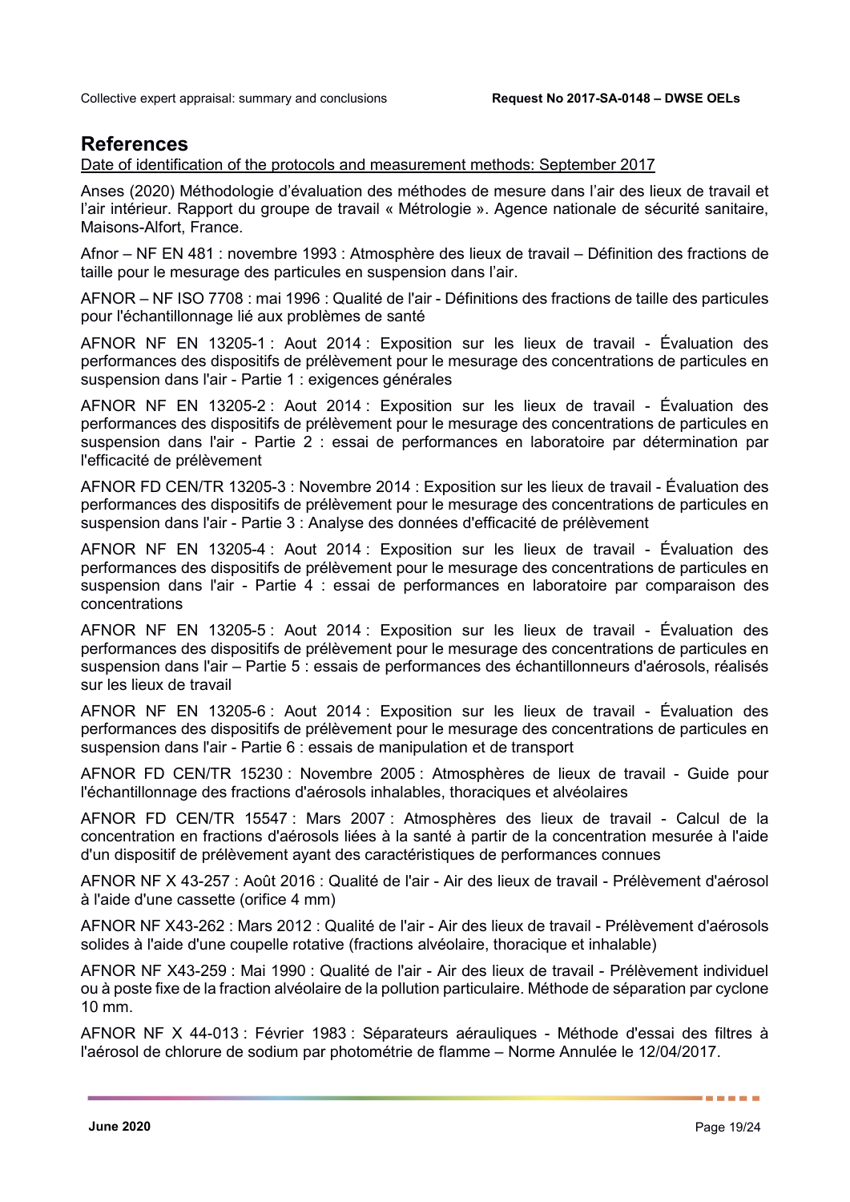## References

Date of identification of the protocols and measurement methods: September 2017

Anses (2020) Méthodologie d'évaluation des méthodes de mesure dans l'air des lieux de travail et l'air intérieur. Rapport du groupe de travail « Métrologie ». Agence nationale de sécurité sanitaire, Maisons-Alfort, France.

Afnor – NF EN 481 : novembre 1993 : Atmosphère des lieux de travail – Définition des fractions de taille pour le mesurage des particules en suspension dans l'air.

AFNOR – NF ISO 7708 : mai 1996 : Qualité de l'air - Définitions des fractions de taille des particules pour l'échantillonnage lié aux problèmes de santé

AFNOR NF EN 13205-1 : Aout 2014 : Exposition sur les lieux de travail - Évaluation des performances des dispositifs de prélèvement pour le mesurage des concentrations de particules en suspension dans l'air - Partie 1 : exigences générales

AFNOR NF EN 13205-2 : Aout 2014 : Exposition sur les lieux de travail - Évaluation des performances des dispositifs de prélèvement pour le mesurage des concentrations de particules en suspension dans l'air - Partie 2 : essai de performances en laboratoire par détermination par l'efficacité de prélèvement

AFNOR FD CEN/TR 13205-3 : Novembre 2014 : Exposition sur les lieux de travail - Évaluation des performances des dispositifs de prélèvement pour le mesurage des concentrations de particules en suspension dans l'air - Partie 3 : Analyse des données d'efficacité de prélèvement

AFNOR NF EN 13205-4 : Aout 2014 : Exposition sur les lieux de travail - Évaluation des performances des dispositifs de prélèvement pour le mesurage des concentrations de particules en suspension dans l'air - Partie 4 : essai de performances en laboratoire par comparaison des concentrations

AFNOR NF EN 13205-5 : Aout 2014 : Exposition sur les lieux de travail - Évaluation des performances des dispositifs de prélèvement pour le mesurage des concentrations de particules en suspension dans l'air – Partie 5 : essais de performances des échantillonneurs d'aérosols, réalisés sur les lieux de travail

AFNOR NF EN 13205-6 : Aout 2014 : Exposition sur les lieux de travail - Évaluation des performances des dispositifs de prélèvement pour le mesurage des concentrations de particules en suspension dans l'air - Partie 6 : essais de manipulation et de transport

AFNOR FD CEN/TR 15230 : Novembre 2005 : Atmosphères de lieux de travail - Guide pour l'échantillonnage des fractions d'aérosols inhalables, thoraciques et alvéolaires

AFNOR FD CEN/TR 15547 : Mars 2007 : Atmosphères des lieux de travail - Calcul de la concentration en fractions d'aérosols liées à la santé à partir de la concentration mesurée à l'aide d'un dispositif de prélèvement ayant des caractéristiques de performances connues

AFNOR NF X 43-257 : Août 2016 : Qualité de l'air - Air des lieux de travail - Prélèvement d'aérosol à l'aide d'une cassette (orifice 4 mm)

AFNOR NF X43-262 : Mars 2012 : Qualité de l'air - Air des lieux de travail - Prélèvement d'aérosols solides à l'aide d'une coupelle rotative (fractions alvéolaire, thoracique et inhalable)

AFNOR NF X43-259 : Mai 1990 : Qualité de l'air - Air des lieux de travail - Prélèvement individuel ou à poste fixe de la fraction alvéolaire de la pollution particulaire. Méthode de séparation par cyclone 10 mm.

AFNOR NF X 44-013 : Février 1983 : Séparateurs aérauliques - Méthode d'essai des filtres à l'aérosol de chlorure de sodium par photométrie de flamme – Norme Annulée le 12/04/2017.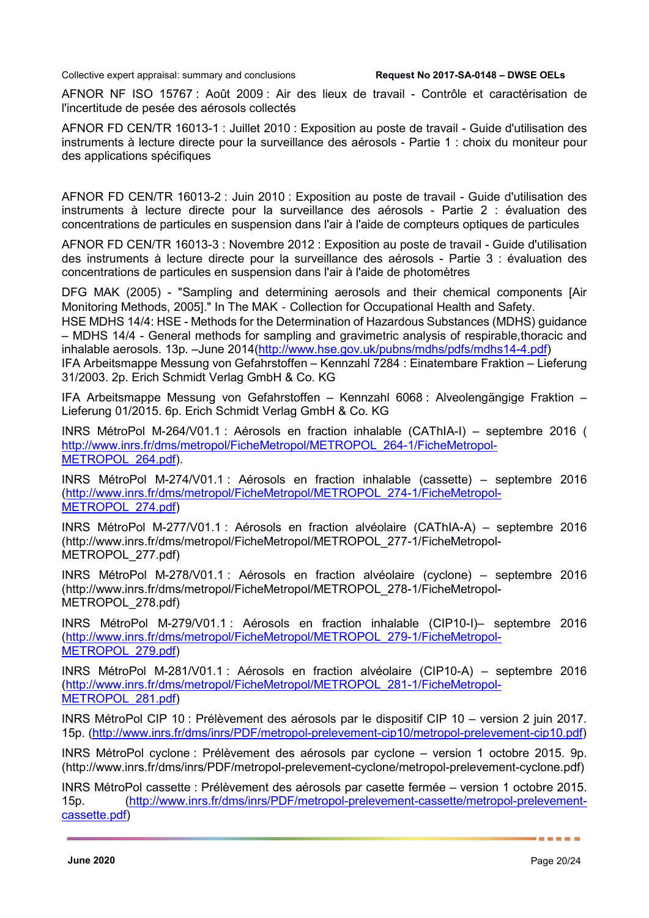AFNOR NF ISO 15767 : Août 2009 : Air des lieux de travail - Contrôle et caractérisation de l'incertitude de pesée des aérosols collectés

AFNOR FD CEN/TR 16013-1 : Juillet 2010 : Exposition au poste de travail - Guide d'utilisation des instruments à lecture directe pour la surveillance des aérosols - Partie 1 : choix du moniteur pour des applications spécifiques

AFNOR FD CEN/TR 16013-2 : Juin 2010 : Exposition au poste de travail - Guide d'utilisation des instruments à lecture directe pour la surveillance des aérosols - Partie 2 : évaluation des concentrations de particules en suspension dans l'air à l'aide de compteurs optiques de particules

AFNOR FD CEN/TR 16013-3 : Novembre 2012 : Exposition au poste de travail - Guide d'utilisation des instruments à lecture directe pour la surveillance des aérosols - Partie 3 : évaluation des concentrations de particules en suspension dans l'air à l'aide de photomètres

DFG MAK (2005) - "Sampling and determining aerosols and their chemical components [Air Monitoring Methods, 2005]." In The MAK - Collection for Occupational Health and Safety.

HSE MDHS 14/4: HSE - Methods for the Determination of Hazardous Substances (MDHS) guidance – MDHS 14/4 - General methods for sampling and gravimetric analysis of respirable,thoracic and inhalable aerosols. 13p. –June 2014(http://www.hse.gov.uk/pubns/mdhs/pdfs/mdhs14-4.pdf)

IFA Arbeitsmappe Messung von Gefahrstoffen – Kennzahl 7284 : Einatembare Fraktion – Lieferung 31/2003. 2p. Erich Schmidt Verlag GmbH & Co. KG

IFA Arbeitsmappe Messung von Gefahrstoffen – Kennzahl 6068 : Alveolengängige Fraktion – Lieferung 01/2015. 6p. Erich Schmidt Verlag GmbH & Co. KG

INRS MétroPol M-264/V01.1 : Aérosols en fraction inhalable (CAThIA-I) – septembre 2016 ( http://www.inrs.fr/dms/metropol/FicheMetropol/METROPOL_264-1/FicheMetropol-METROPOL_264.pdf).

INRS MétroPol M-274/V01.1 : Aérosols en fraction inhalable (cassette) – septembre 2016 (http://www.inrs.fr/dms/metropol/FicheMetropol/METROPOL_274-1/FicheMetropol-METROPOL_274.pdf)

INRS MétroPol M-277/V01.1 : Aérosols en fraction alvéolaire (CAThIA-A) – septembre 2016 (http://www.inrs.fr/dms/metropol/FicheMetropol/METROPOL_277-1/FicheMetropol-METROPOL_277.pdf)

INRS MétroPol M-278/V01.1 : Aérosols en fraction alvéolaire (cyclone) – septembre 2016 (http://www.inrs.fr/dms/metropol/FicheMetropol/METROPOL_278-1/FicheMetropol-METROPOL_278.pdf)

INRS MétroPol M-279/V01.1 : Aérosols en fraction inhalable (CIP10-I)– septembre 2016 (http://www.inrs.fr/dms/metropol/FicheMetropol/METROPOL_279-1/FicheMetropol-METROPOL_279.pdf)

INRS MétroPol M-281/V01.1 : Aérosols en fraction alvéolaire (CIP10-A) – septembre 2016 (http://www.inrs.fr/dms/metropol/FicheMetropol/METROPOL_281-1/FicheMetropol-METROPOL_281.pdf)

INRS MétroPol CIP 10 : Prélèvement des aérosols par le dispositif CIP 10 – version 2 juin 2017. 15p. (http://www.inrs.fr/dms/inrs/PDF/metropol-prelevement-cip10/metropol-prelevement-cip10.pdf)

INRS MétroPol cyclone : Prélèvement des aérosols par cyclone – version 1 octobre 2015. 9p. (http://www.inrs.fr/dms/inrs/PDF/metropol-prelevement-cyclone/metropol-prelevement-cyclone.pdf)

INRS MétroPol cassette : Prélèvement des aérosols par casette fermée – version 1 octobre 2015. 15p. (http://www.inrs.fr/dms/inrs/PDF/metropol-prelevement-cassette/metropol-prelevement-cassette.pdf)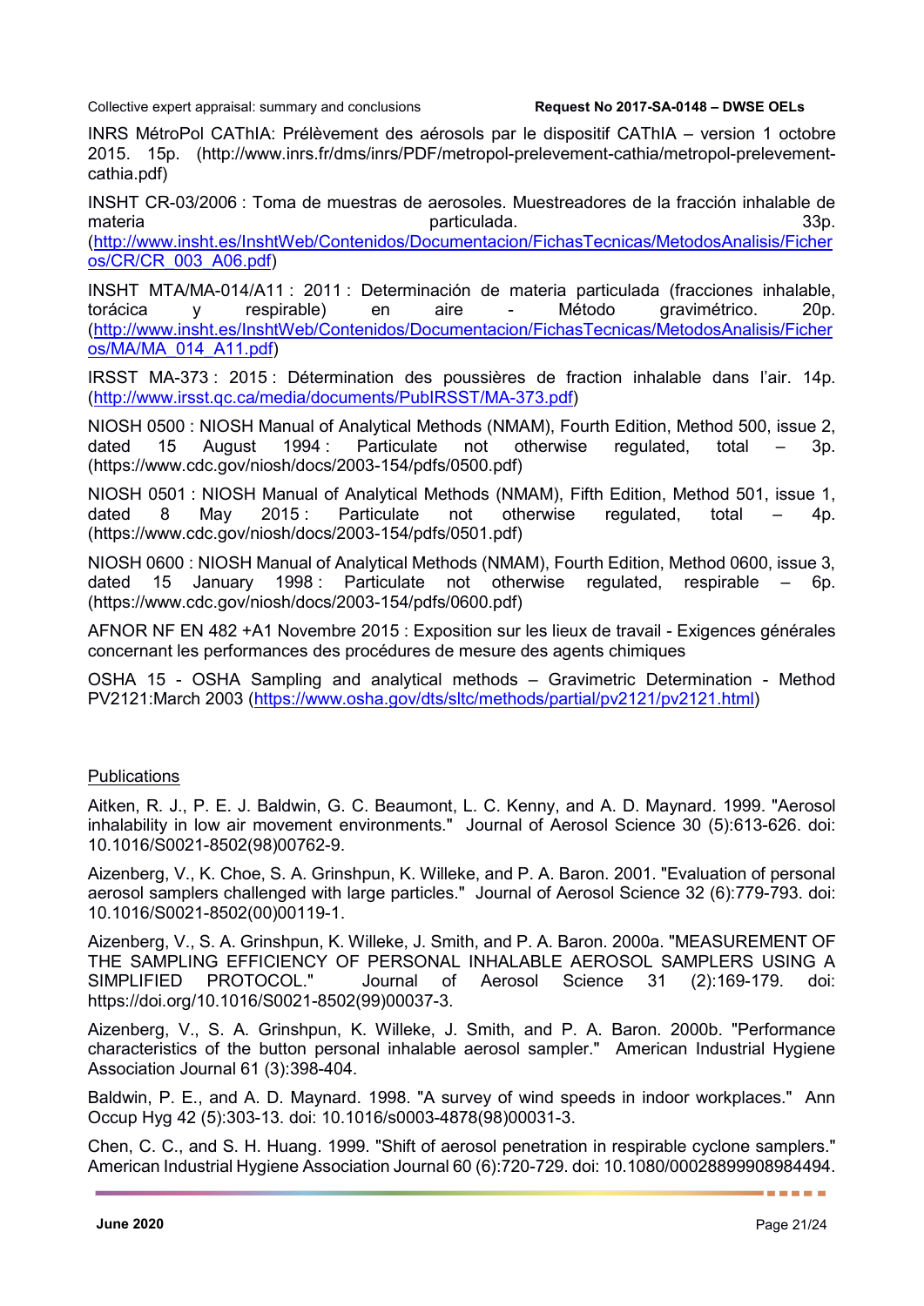INRS MétroPol CAThIA: Prélèvement des aérosols par le dispositif CAThIA – version 1 octobre 2015. 15p. (http://www.inrs.fr/dms/inrs/PDF/metropol-prelevement-cathia/metropol-prelevement-cathia.pdf)

INSHT CR-03/2006 : Toma de muestras de aerosoles. Muestreadores de la fracción inhalable de materia particulada. 33p. (http://www.insht.es/InshtWeb/Contenidos/Documentacion/FichasTecnicas/MetodosAnalisis/Ficheros/CR/CR_003_A06.pdf)

INSHT MTA/MA-014/A11 : 2011 : Determinación de materia particulada (fracciones inhalable, torácica y respirable) en aire - Método gravimétrico. 20p. (http://www.insht.es/InshtWeb/Contenidos/Documentacion/FichasTecnicas/MetodosAnalisis/Ficheros/MA/MA_014_A11.pdf)

IRSST MA-373 : 2015 : Détermination des poussières de fraction inhalable dans l'air. 14p. (http://www.irsst.qc.ca/media/documents/PubIRSST/MA-373.pdf)

NIOSH 0500 : NIOSH Manual of Analytical Methods (NMAM), Fourth Edition, Method 500, issue 2, dated 15 August 1994 : Particulate not otherwise regulated, total – 3p. (https://www.cdc.gov/niosh/docs/2003-154/pdfs/0500.pdf)

NIOSH 0501 : NIOSH Manual of Analytical Methods (NMAM), Fifth Edition, Method 501, issue 1, dated 8 May 2015 : Particulate not otherwise regulated, total – 4p. (https://www.cdc.gov/niosh/docs/2003-154/pdfs/0501.pdf)

NIOSH 0600 : NIOSH Manual of Analytical Methods (NMAM), Fourth Edition, Method 0600, issue 3, dated 15 January 1998 : Particulate not otherwise regulated, respirable – 6p. (https://www.cdc.gov/niosh/docs/2003-154/pdfs/0600.pdf)

AFNOR NF EN 482 +A1 Novembre 2015 : Exposition sur les lieux de travail - Exigences générales concernant les performances des procédures de mesure des agents chimiques

OSHA 15 - OSHA Sampling and analytical methods – Gravimetric Determination - Method PV2121:March 2003 (https://www.osha.gov/dts/sltc/methods/partial/pv2121/pv2121.html)

Publications

Aitken, R. J., P. E. J. Baldwin, G. C. Beaumont, L. C. Kenny, and A. D. Maynard. 1999. "Aerosol inhalability in low air movement environments." Journal of Aerosol Science 30 (5):613-626. doi: 10.1016/S0021-8502(98)00762-9.

Aizenberg, V., K. Choe, S. A. Grinshpun, K. Willeke, and P. A. Baron. 2001. "Evaluation of personal aerosol samplers challenged with large particles." Journal of Aerosol Science 32 (6):779-793. doi: 10.1016/S0021-8502(00)00119-1.

Aizenberg, V., S. A. Grinshpun, K. Willeke, J. Smith, and P. A. Baron. 2000a. "MEASUREMENT OF THE SAMPLING EFFICIENCY OF PERSONAL INHALABLE AEROSOL SAMPLERS USING A SIMPLIFIED PROTOCOL." Journal of Aerosol Science 31 (2):169-179. doi: https://doi.org/10.1016/S0021-8502(99)00037-3.

Aizenberg, V., S. A. Grinshpun, K. Willeke, J. Smith, and P. A. Baron. 2000b. "Performance characteristics of the button personal inhalable aerosol sampler." American Industrial Hygiene Association Journal 61 (3):398-404.

Baldwin, P. E., and A. D. Maynard. 1998. "A survey of wind speeds in indoor workplaces." Ann Occup Hyg 42 (5):303-13. doi: 10.1016/s0003-4878(98)00031-3.

Chen, C. C., and S. H. Huang. 1999. "Shift of aerosol penetration in respirable cyclone samplers." American Industrial Hygiene Association Journal 60 (6):720-729. doi: 10.1080/00028899908984494.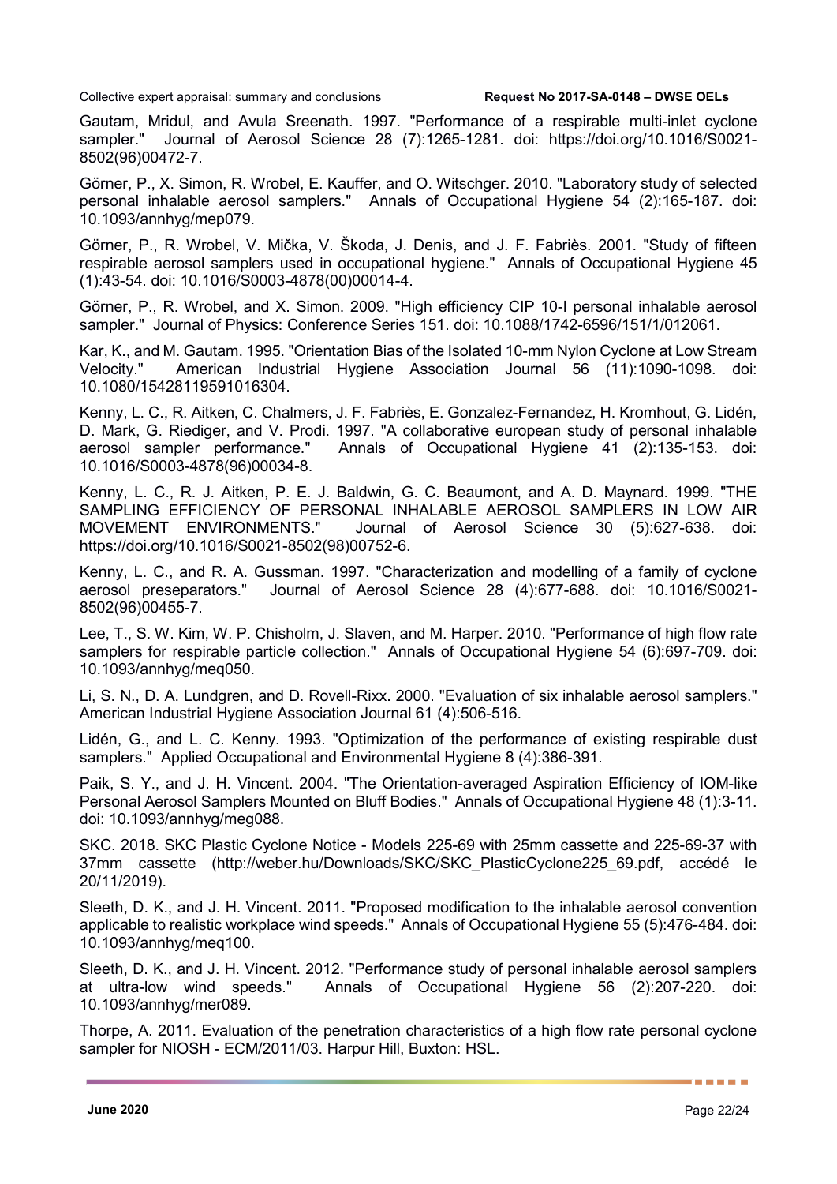Gautam, Mridul, and Avula Sreenath. 1997. "Performance of a respirable multi-inlet cyclone sampler." Journal of Aerosol Science 28 (7):1265-1281. doi: https://doi.org/10.1016/S0021-8502(96)00472-7.

Görner, P., X. Simon, R. Wrobel, E. Kauffer, and O. Witschger. 2010. "Laboratory study of selected personal inhalable aerosol samplers." Annals of Occupational Hygiene 54 (2):165-187. doi: 10.1093/annhyg/mep079.

Görner, P., R. Wrobel, V. Mička, V. Škoda, J. Denis, and J. F. Fabriès. 2001. "Study of fifteen respirable aerosol samplers used in occupational hygiene." Annals of Occupational Hygiene 45 (1):43-54. doi: 10.1016/S0003-4878(00)00014-4.

Görner, P., R. Wrobel, and X. Simon. 2009. "High efficiency CIP 10-I personal inhalable aerosol sampler." Journal of Physics: Conference Series 151. doi: 10.1088/1742-6596/151/1/012061.

Kar, K., and M. Gautam. 1995. "Orientation Bias of the Isolated 10-mm Nylon Cyclone at Low Stream Velocity." American Industrial Hygiene Association Journal 56 (11):1090-1098. doi: 10.1080/15428119591016304.

Kenny, L. C., R. Aitken, C. Chalmers, J. F. Fabriès, E. Gonzalez-Fernandez, H. Kromhout, G. Lidén, D. Mark, G. Riediger, and V. Prodi. 1997. "A collaborative european study of personal inhalable aerosol sampler performance." Annals of Occupational Hygiene 41 (2):135-153. doi: 10.1016/S0003-4878(96)00034-8.

Kenny, L. C., R. J. Aitken, P. E. J. Baldwin, G. C. Beaumont, and A. D. Maynard. 1999. "THE SAMPLING EFFICIENCY OF PERSONAL INHALABLE AEROSOL SAMPLERS IN LOW AIR MOVEMENT ENVIRONMENTS." Journal of Aerosol Science 30 (5):627-638. doi: https://doi.org/10.1016/S0021-8502(98)00752-6.

Kenny, L. C., and R. A. Gussman. 1997. "Characterization and modelling of a family of cyclone aerosol preseparators." Journal of Aerosol Science 28 (4):677-688. doi: 10.1016/S0021-8502(96)00455-7.

Lee, T., S. W. Kim, W. P. Chisholm, J. Slaven, and M. Harper. 2010. "Performance of high flow rate samplers for respirable particle collection." Annals of Occupational Hygiene 54 (6):697-709. doi: 10.1093/annhyg/meq050.

Li, S. N., D. A. Lundgren, and D. Rovell-Rixx. 2000. "Evaluation of six inhalable aerosol samplers." American Industrial Hygiene Association Journal 61 (4):506-516.

Lidén, G., and L. C. Kenny. 1993. "Optimization of the performance of existing respirable dust samplers." Applied Occupational and Environmental Hygiene 8 (4):386-391.

Paik, S. Y., and J. H. Vincent. 2004. "The Orientation-averaged Aspiration Efficiency of IOM-like Personal Aerosol Samplers Mounted on Bluff Bodies." Annals of Occupational Hygiene 48 (1):3-11. doi: 10.1093/annhyg/meg088.

SKC. 2018. SKC Plastic Cyclone Notice - Models 225-69 with 25mm cassette and 225-69-37 with 37mm cassette (http://weber.hu/Downloads/SKC/SKC_PlasticCyclone225_69.pdf, accédé le 20/11/2019).

Sleeth, D. K., and J. H. Vincent. 2011. "Proposed modification to the inhalable aerosol convention applicable to realistic workplace wind speeds." Annals of Occupational Hygiene 55 (5):476-484. doi: 10.1093/annhyg/meq100.

Sleeth, D. K., and J. H. Vincent. 2012. "Performance study of personal inhalable aerosol samplers at ultra-low wind speeds." Annals of Occupational Hygiene 56 (2):207-220. doi: 10.1093/annhyg/mer089.

Thorpe, A. 2011. Evaluation of the penetration characteristics of a high flow rate personal cyclone sampler for NIOSH - ECM/2011/03. Harpur Hill, Buxton: HSL.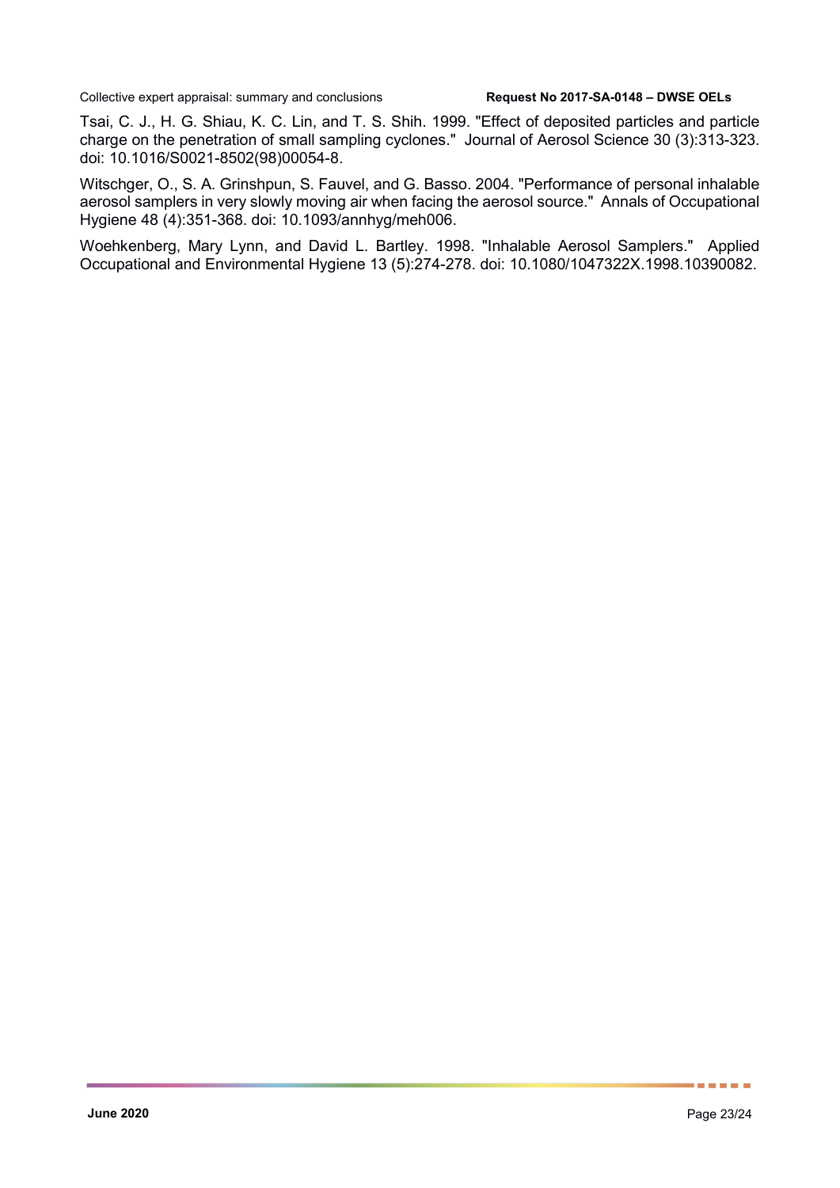Tsai, C. J., H. G. Shiau, K. C. Lin, and T. S. Shih. 1999. "Effect of deposited particles and particle charge on the penetration of small sampling cyclones." Journal of Aerosol Science 30 (3):313-323. doi: 10.1016/S0021-8502(98)00054-8.

Witschger, O., S. A. Grinshpun, S. Fauvel, and G. Basso. 2004. "Performance of personal inhalable aerosol samplers in very slowly moving air when facing the aerosol source." Annals of Occupational Hygiene 48 (4):351-368. doi: 10.1093/annhyg/meh006.

Woehkenberg, Mary Lynn, and David L. Bartley. 1998. "Inhalable Aerosol Samplers." Applied Occupational and Environmental Hygiene 13 (5):274-278. doi: 10.1080/1047322X.1998.10390082.